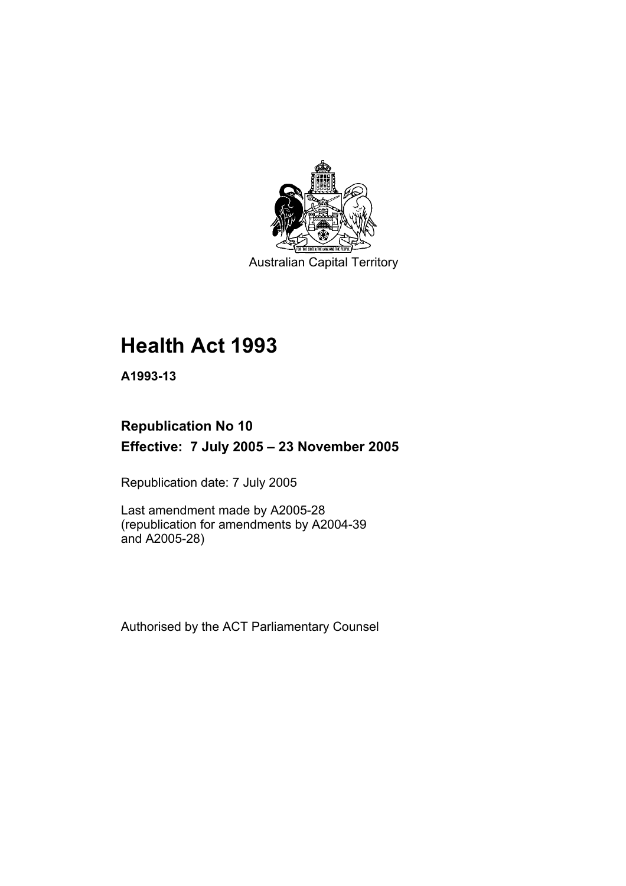Australian Capital Territory

# Health Act 1993

**A1993-13**

**Republication No 10**
**Effective: 7 July 2005 – 23 November 2005**

Republication date: 7 July 2005

Last amendment made by A2005-28
(republication for amendments by A2004-39
and A2005-28)

Authorised by the ACT Parliamentary Counsel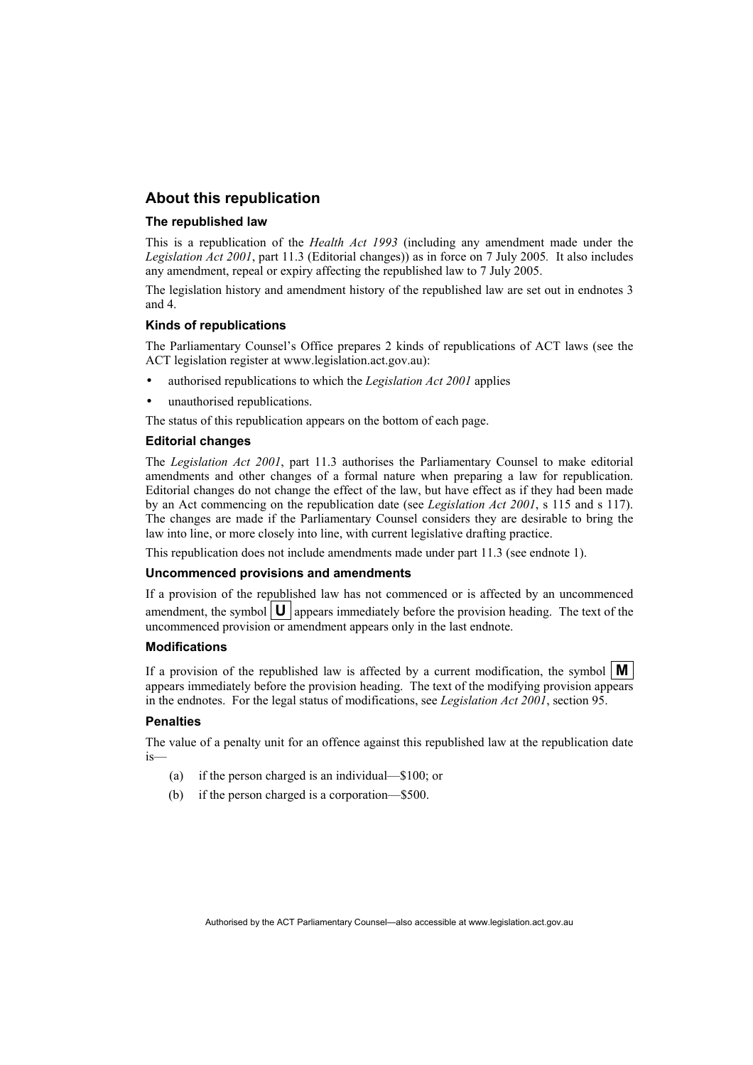## About this republication

### The republished law

This is a republication of the *Health Act 1993* (including any amendment made under the *Legislation Act 2001*, part 11.3 (Editorial changes)) as in force on 7 July 2005. It also includes any amendment, repeal or expiry affecting the republished law to 7 July 2005.

The legislation history and amendment history of the republished law are set out in endnotes 3 and 4.

### Kinds of republications

The Parliamentary Counsel's Office prepares 2 kinds of republications of ACT laws (see the ACT legislation register at www.legislation.act.gov.au):

- authorised republications to which the *Legislation Act 2001* applies
- unauthorised republications.

The status of this republication appears on the bottom of each page.

### Editorial changes

The *Legislation Act 2001*, part 11.3 authorises the Parliamentary Counsel to make editorial amendments and other changes of a formal nature when preparing a law for republication. Editorial changes do not change the effect of the law, but have effect as if they had been made by an Act commencing on the republication date (see *Legislation Act 2001*, s 115 and s 117). The changes are made if the Parliamentary Counsel considers they are desirable to bring the law into line, or more closely into line, with current legislative drafting practice.

This republication does not include amendments made under part 11.3 (see endnote 1).

### Uncommenced provisions and amendments

If a provision of the republished law has not commenced or is affected by an uncommenced amendment, the symbol **U** appears immediately before the provision heading. The text of the uncommenced provision or amendment appears only in the last endnote.

### Modifications

If a provision of the republished law is affected by a current modification, the symbol **M** appears immediately before the provision heading. The text of the modifying provision appears in the endnotes. For the legal status of modifications, see *Legislation Act 2001*, section 95.

### Penalties

The value of a penalty unit for an offence against this republished law at the republication date is—

(a) if the person charged is an individual—$100; or

(b) if the person charged is a corporation—$500.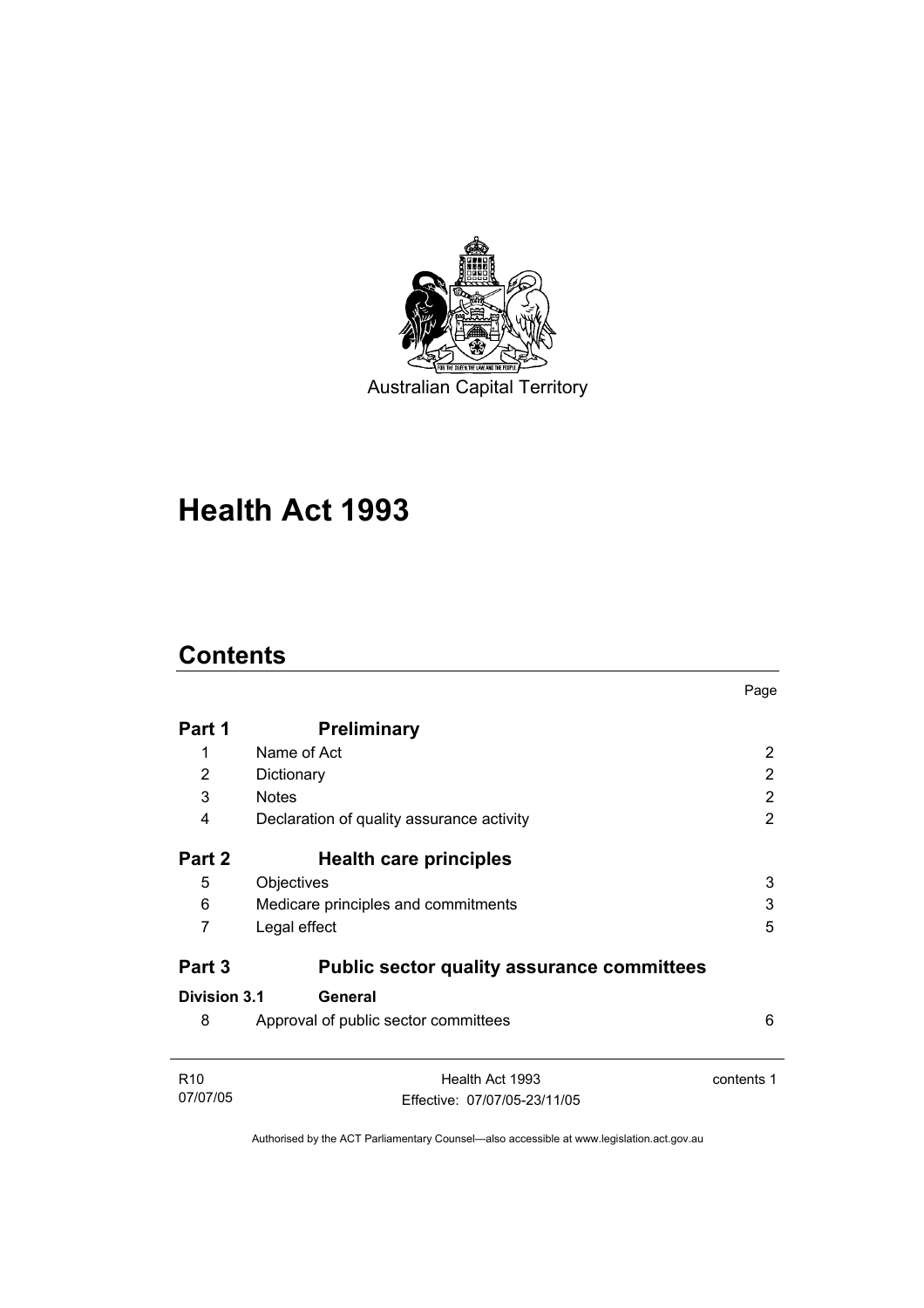Australian Capital Territory

# Health Act 1993

## Contents

| | | Page |
|---|---|---|
| **Part 1** | **Preliminary** | |
| 1 | Name of Act | 2 |
| 2 | Dictionary | 2 |
| 3 | Notes | 2 |
| 4 | Declaration of quality assurance activity | 2 |
| **Part 2** | **Health care principles** | |
| 5 | Objectives | 3 |
| 6 | Medicare principles and commitments | 3 |
| 7 | Legal effect | 5 |
| **Part 3** | **Public sector quality assurance committees** | |
| **Division 3.1** | **General** | |
| 8 | Approval of public sector committees | 6 |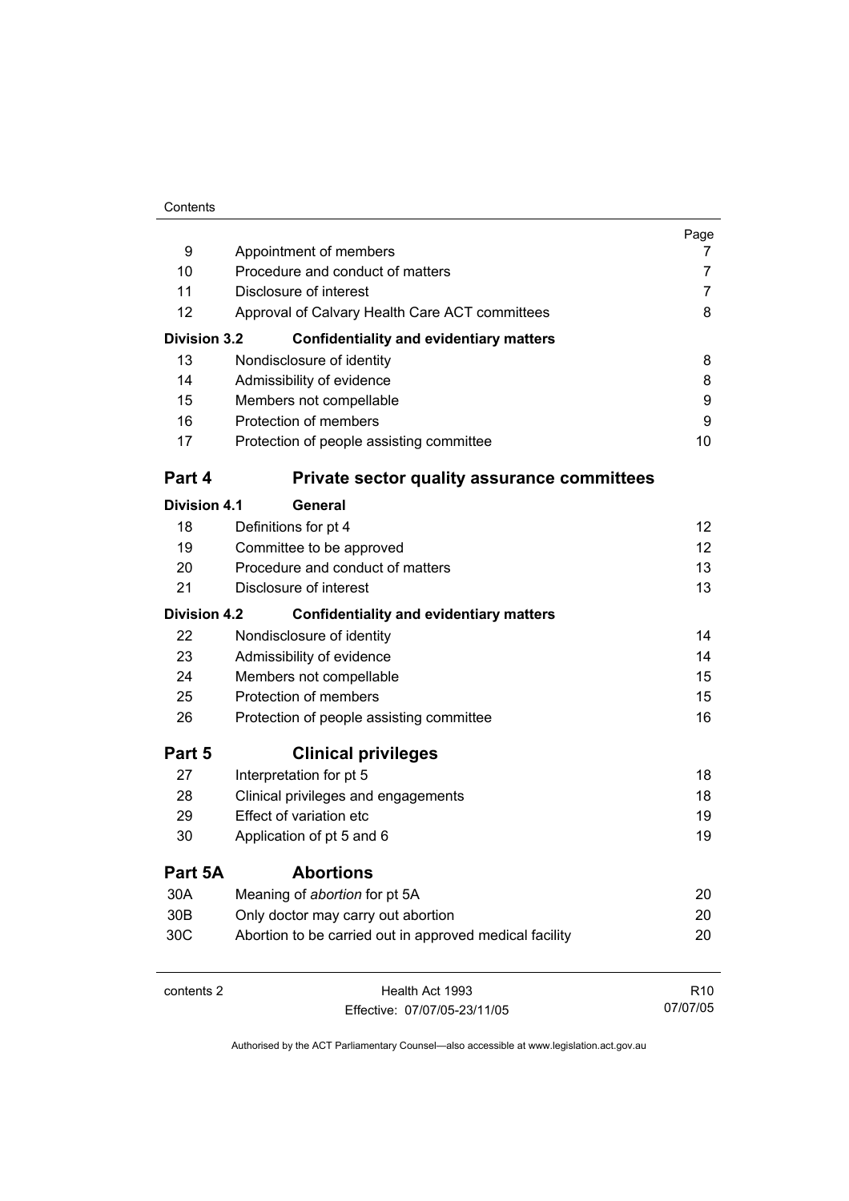| | | Page |
|---|---|---|
| 9 | Appointment of members | 7 |
| 10 | Procedure and conduct of matters | 7 |
| 11 | Disclosure of interest | 7 |
| 12 | Approval of Calvary Health Care ACT committees | 8 |
| **Division 3.2** | **Confidentiality and evidentiary matters** | |
| 13 | Nondisclosure of identity | 8 |
| 14 | Admissibility of evidence | 8 |
| 15 | Members not compellable | 9 |
| 16 | Protection of members | 9 |
| 17 | Protection of people assisting committee | 10 |
| **Part 4** | **Private sector quality assurance committees** | |
| **Division 4.1** | **General** | |
| 18 | Definitions for pt 4 | 12 |
| 19 | Committee to be approved | 12 |
| 20 | Procedure and conduct of matters | 13 |
| 21 | Disclosure of interest | 13 |
| **Division 4.2** | **Confidentiality and evidentiary matters** | |
| 22 | Nondisclosure of identity | 14 |
| 23 | Admissibility of evidence | 14 |
| 24 | Members not compellable | 15 |
| 25 | Protection of members | 15 |
| 26 | Protection of people assisting committee | 16 |
| **Part 5** | **Clinical privileges** | |
| 27 | Interpretation for pt 5 | 18 |
| 28 | Clinical privileges and engagements | 18 |
| 29 | Effect of variation etc | 19 |
| 30 | Application of pt 5 and 6 | 19 |
| **Part 5A** | **Abortions** | |
| 30A | Meaning of *abortion* for pt 5A | 20 |
| 30B | Only doctor may carry out abortion | 20 |
| 30C | Abortion to be carried out in approved medical facility | 20 |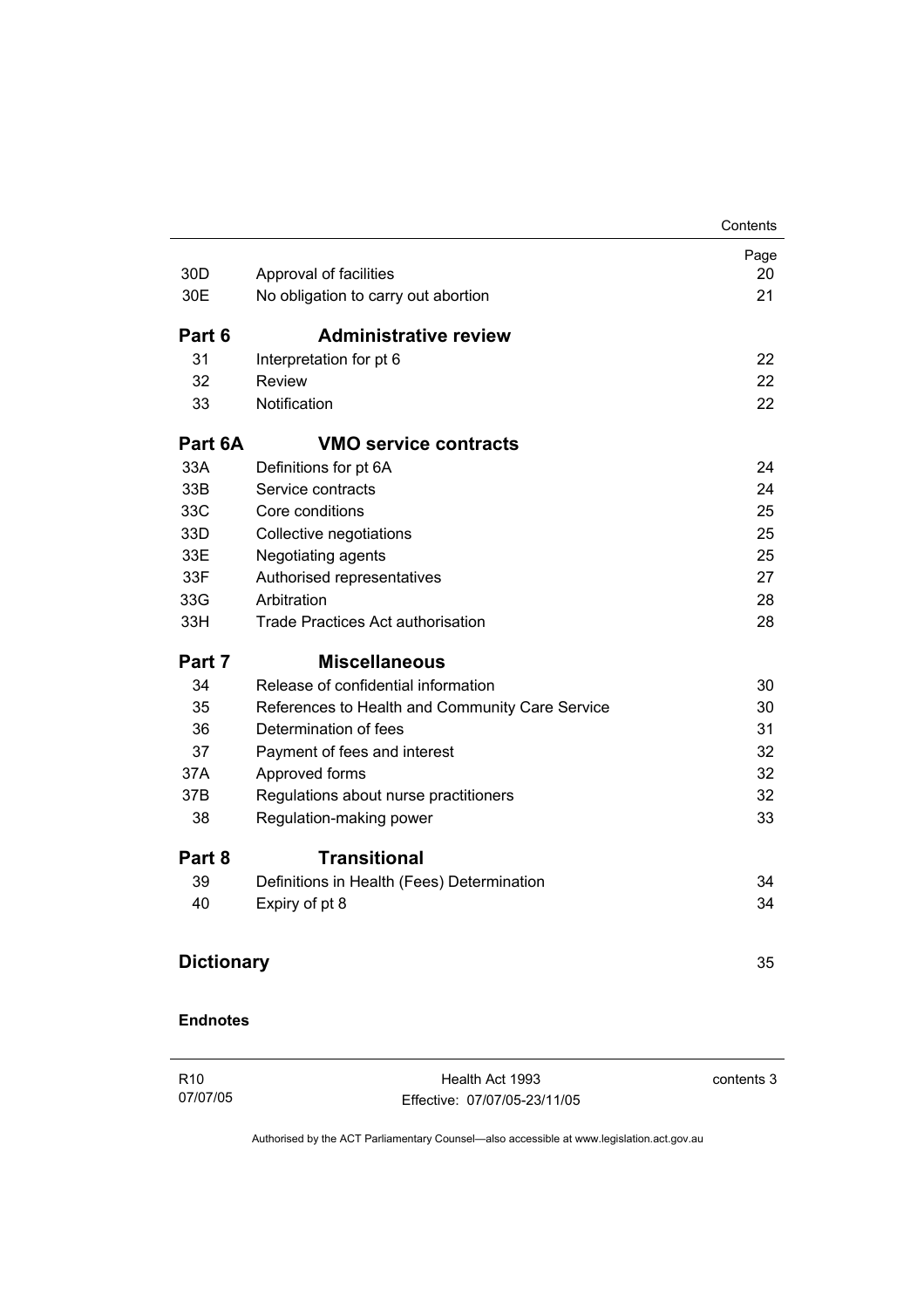| | | Page |
|---|---|---|
| 30D | Approval of facilities | 20 |
| 30E | No obligation to carry out abortion | 21 |
| **Part 6** | **Administrative review** | |
| 31 | Interpretation for pt 6 | 22 |
| 32 | Review | 22 |
| 33 | Notification | 22 |
| **Part 6A** | **VMO service contracts** | |
| 33A | Definitions for pt 6A | 24 |
| 33B | Service contracts | 24 |
| 33C | Core conditions | 25 |
| 33D | Collective negotiations | 25 |
| 33E | Negotiating agents | 25 |
| 33F | Authorised representatives | 27 |
| 33G | Arbitration | 28 |
| 33H | Trade Practices Act authorisation | 28 |
| **Part 7** | **Miscellaneous** | |
| 34 | Release of confidential information | 30 |
| 35 | References to Health and Community Care Service | 30 |
| 36 | Determination of fees | 31 |
| 37 | Payment of fees and interest | 32 |
| 37A | Approved forms | 32 |
| 37B | Regulations about nurse practitioners | 32 |
| 38 | Regulation-making power | 33 |
| **Part 8** | **Transitional** | |
| 39 | Definitions in Health (Fees) Determination | 34 |
| 40 | Expiry of pt 8 | 34 |

**Dictionary** 35

**Endnotes**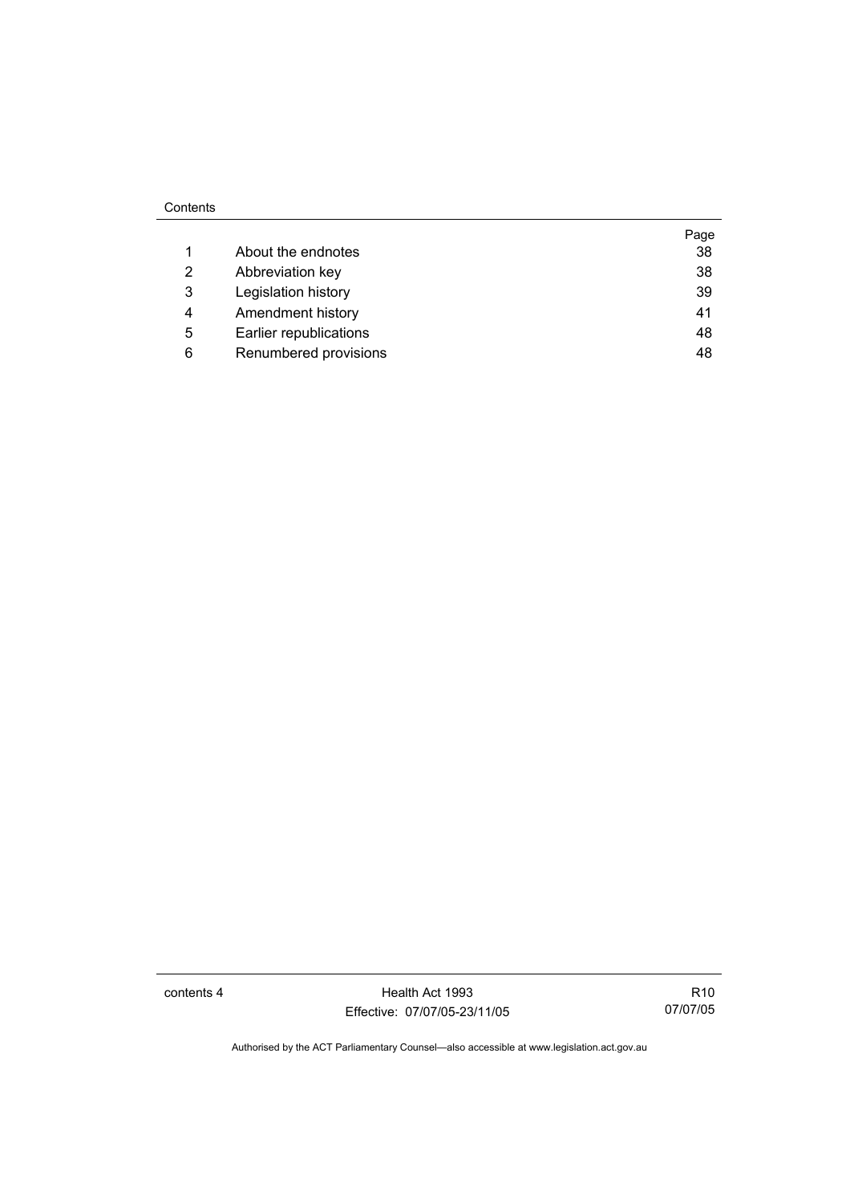| | | Page |
|---|---|---|
| 1 | About the endnotes | 38 |
| 2 | Abbreviation key | 38 |
| 3 | Legislation history | 39 |
| 4 | Amendment history | 41 |
| 5 | Earlier republications | 48 |
| 6 | Renumbered provisions | 48 |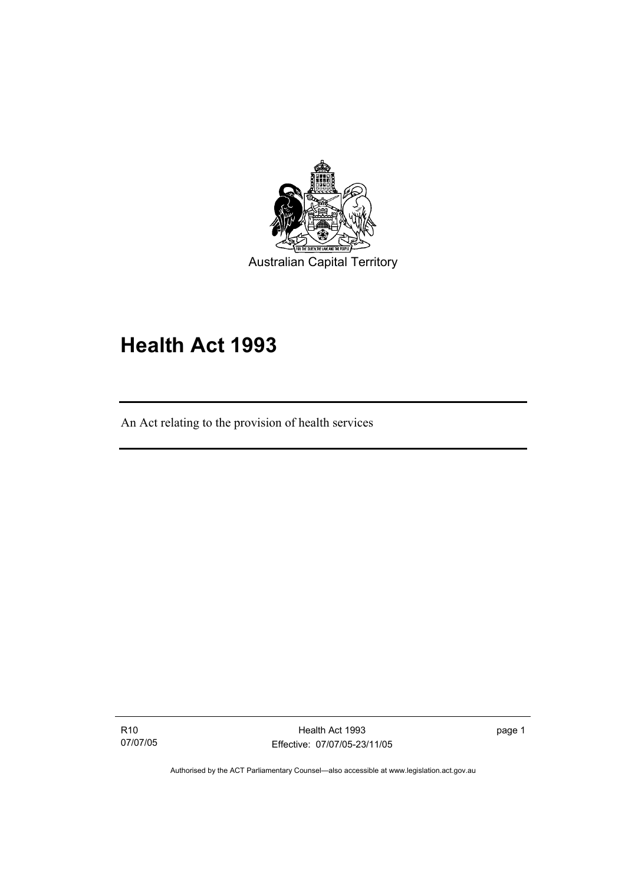Australian Capital Territory

# Health Act 1993

An Act relating to the provision of health services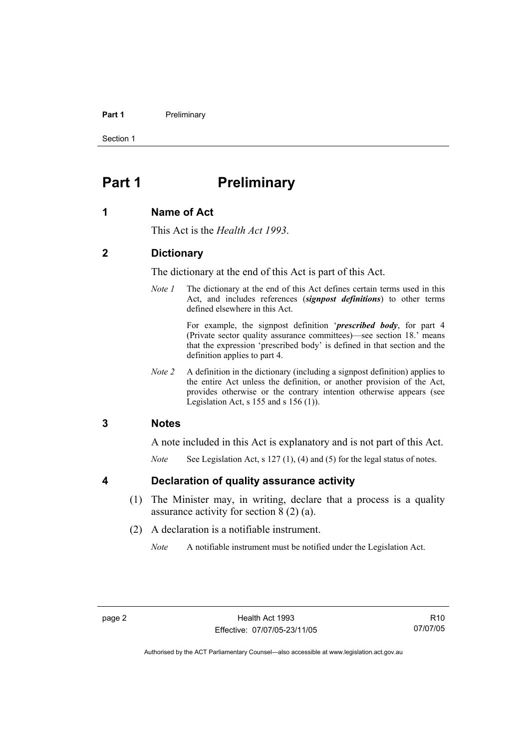# Part 1 Preliminary

## 1 Name of Act

This Act is the *Health Act 1993*.

## 2 Dictionary

The dictionary at the end of this Act is part of this Act.

*Note 1* The dictionary at the end of this Act defines certain terms used in this Act, and includes references (***signpost definitions***) to other terms defined elsewhere in this Act.

For example, the signpost definition '***prescribed body***, for part 4 (Private sector quality assurance committees)—see section 18.' means that the expression 'prescribed body' is defined in that section and the definition applies to part 4.

*Note 2* A definition in the dictionary (including a signpost definition) applies to the entire Act unless the definition, or another provision of the Act, provides otherwise or the contrary intention otherwise appears (see Legislation Act, s 155 and s 156 (1)).

## 3 Notes

A note included in this Act is explanatory and is not part of this Act.

*Note* See Legislation Act, s 127 (1), (4) and (5) for the legal status of notes.

## 4 Declaration of quality assurance activity

(1) The Minister may, in writing, declare that a process is a quality assurance activity for section 8 (2) (a).

(2) A declaration is a notifiable instrument.

*Note* A notifiable instrument must be notified under the Legislation Act.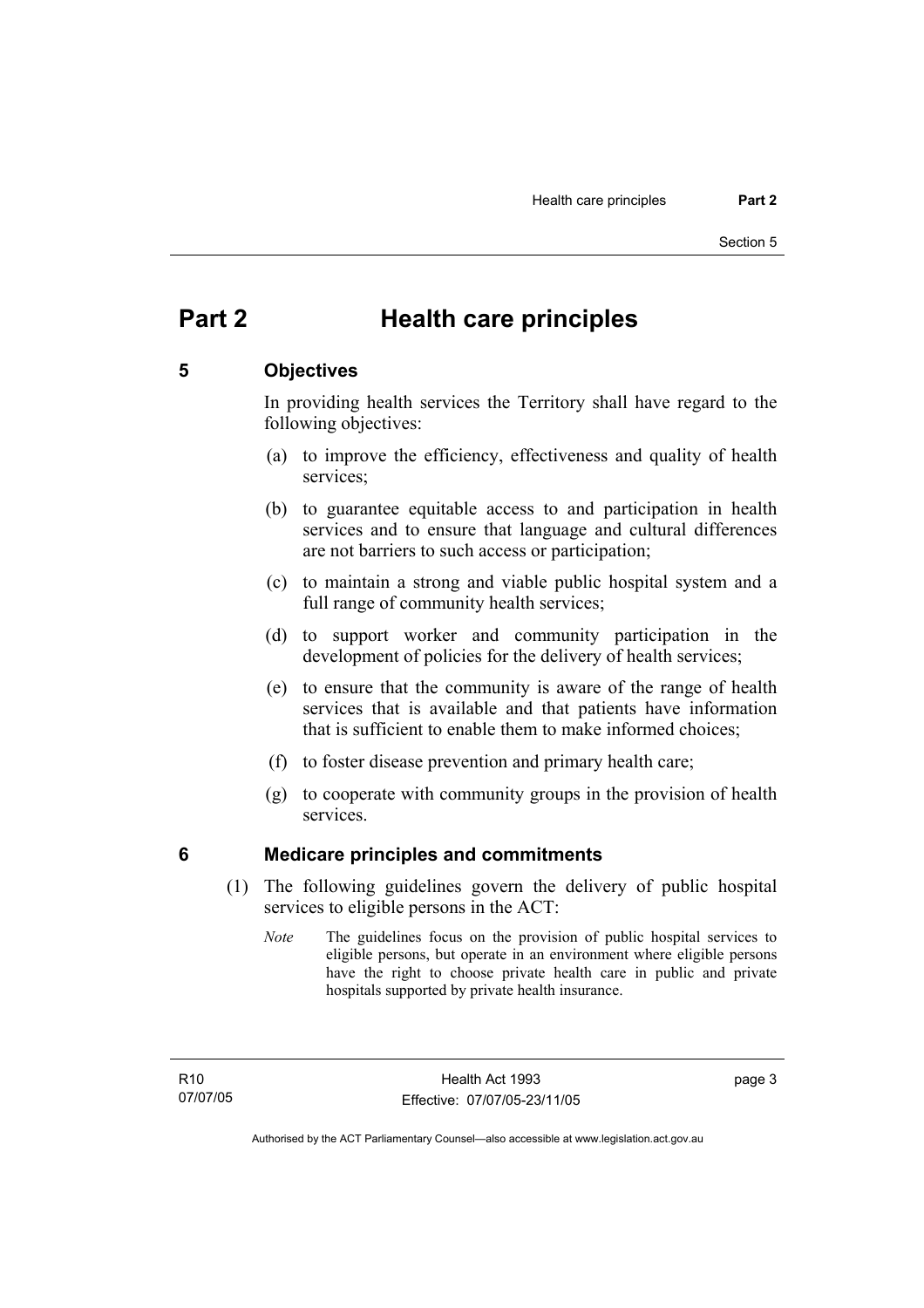# Part 2 Health care principles

## 5 Objectives

In providing health services the Territory shall have regard to the following objectives:

(a) to improve the efficiency, effectiveness and quality of health services;

(b) to guarantee equitable access to and participation in health services and to ensure that language and cultural differences are not barriers to such access or participation;

(c) to maintain a strong and viable public hospital system and a full range of community health services;

(d) to support worker and community participation in the development of policies for the delivery of health services;

(e) to ensure that the community is aware of the range of health services that is available and that patients have information that is sufficient to enable them to make informed choices;

(f) to foster disease prevention and primary health care;

(g) to cooperate with community groups in the provision of health services.

## 6 Medicare principles and commitments

(1) The following guidelines govern the delivery of public hospital services to eligible persons in the ACT:

*Note* The guidelines focus on the provision of public hospital services to eligible persons, but operate in an environment where eligible persons have the right to choose private health care in public and private hospitals supported by private health insurance.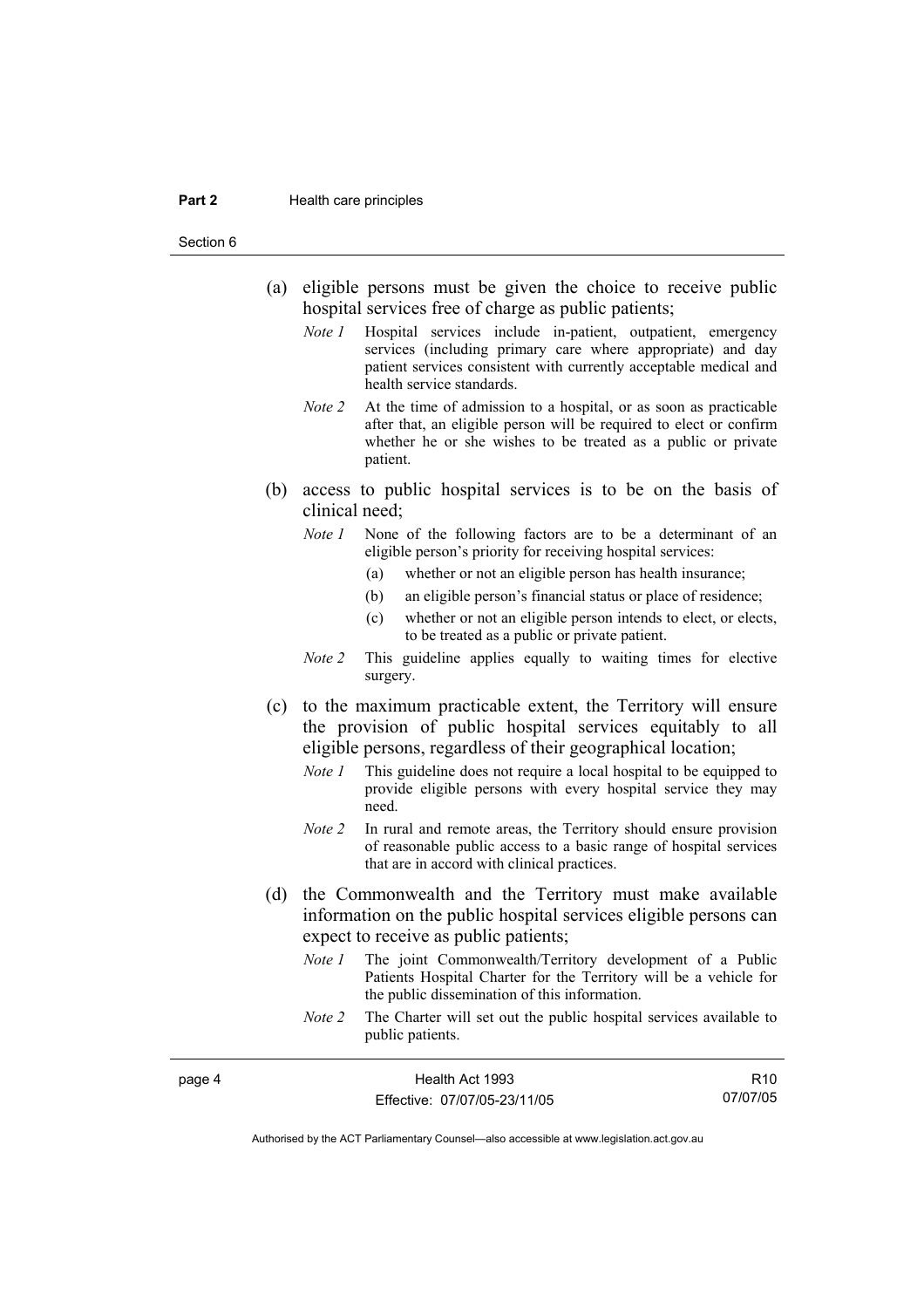(a) eligible persons must be given the choice to receive public hospital services free of charge as public patients;

*Note 1* Hospital services include in-patient, outpatient, emergency services (including primary care where appropriate) and day patient services consistent with currently acceptable medical and health service standards.

*Note 2* At the time of admission to a hospital, or as soon as practicable after that, an eligible person will be required to elect or confirm whether he or she wishes to be treated as a public or private patient.

(b) access to public hospital services is to be on the basis of clinical need;

*Note 1* None of the following factors are to be a determinant of an eligible person's priority for receiving hospital services:

- (a) whether or not an eligible person has health insurance;
- (b) an eligible person's financial status or place of residence;
- (c) whether or not an eligible person intends to elect, or elects, to be treated as a public or private patient.

*Note 2* This guideline applies equally to waiting times for elective surgery.

(c) to the maximum practicable extent, the Territory will ensure the provision of public hospital services equitably to all eligible persons, regardless of their geographical location;

*Note 1* This guideline does not require a local hospital to be equipped to provide eligible persons with every hospital service they may need.

*Note 2* In rural and remote areas, the Territory should ensure provision of reasonable public access to a basic range of hospital services that are in accord with clinical practices.

(d) the Commonwealth and the Territory must make available information on the public hospital services eligible persons can expect to receive as public patients;

*Note 1* The joint Commonwealth/Territory development of a Public Patients Hospital Charter for the Territory will be a vehicle for the public dissemination of this information.

*Note 2* The Charter will set out the public hospital services available to public patients.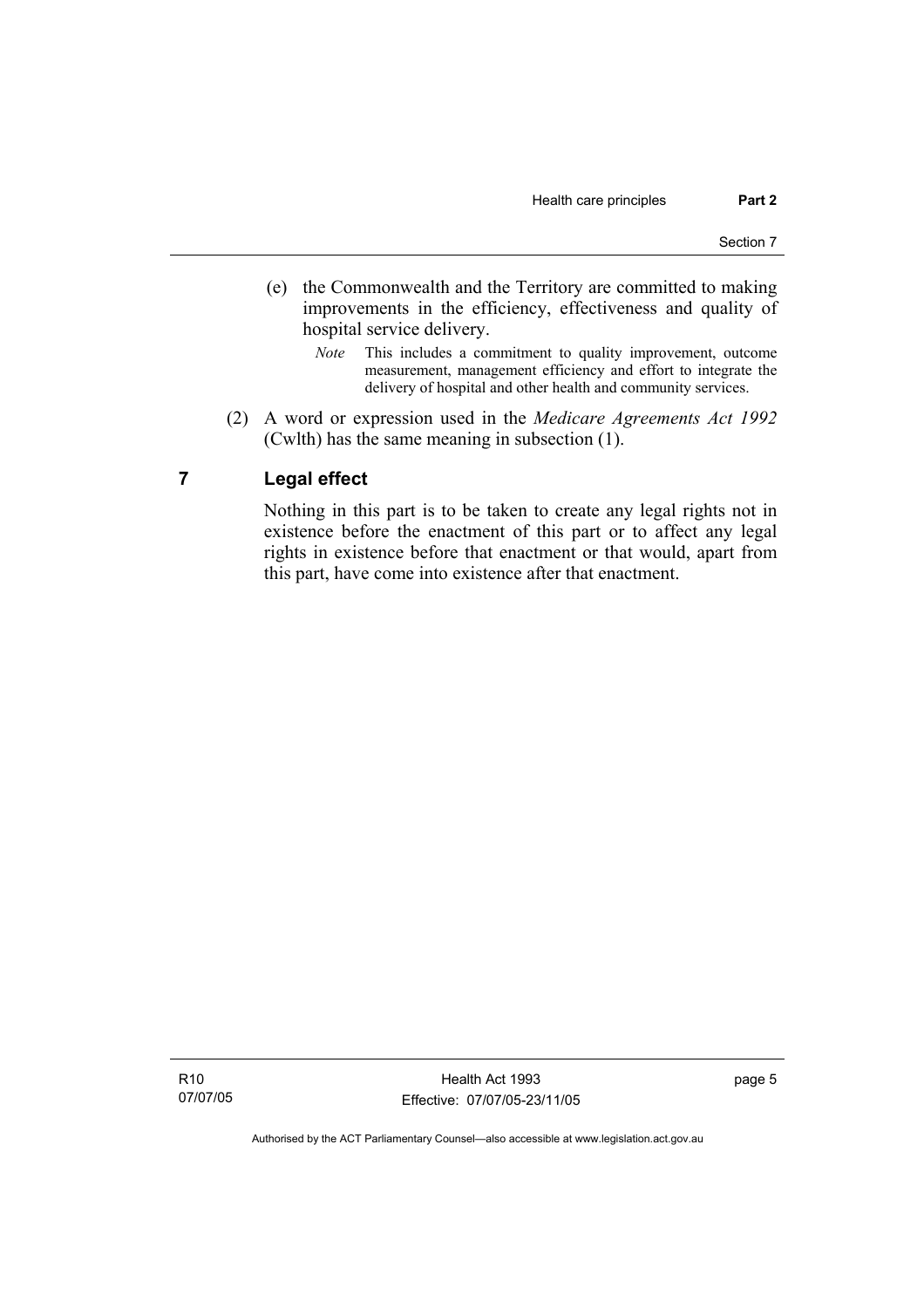(e) the Commonwealth and the Territory are committed to making improvements in the efficiency, effectiveness and quality of hospital service delivery.

*Note* This includes a commitment to quality improvement, outcome measurement, management efficiency and effort to integrate the delivery of hospital and other health and community services.

(2) A word or expression used in the *Medicare Agreements Act 1992* (Cwlth) has the same meaning in subsection (1).

## 7 Legal effect

Nothing in this part is to be taken to create any legal rights not in existence before the enactment of this part or to affect any legal rights in existence before that enactment or that would, apart from this part, have come into existence after that enactment.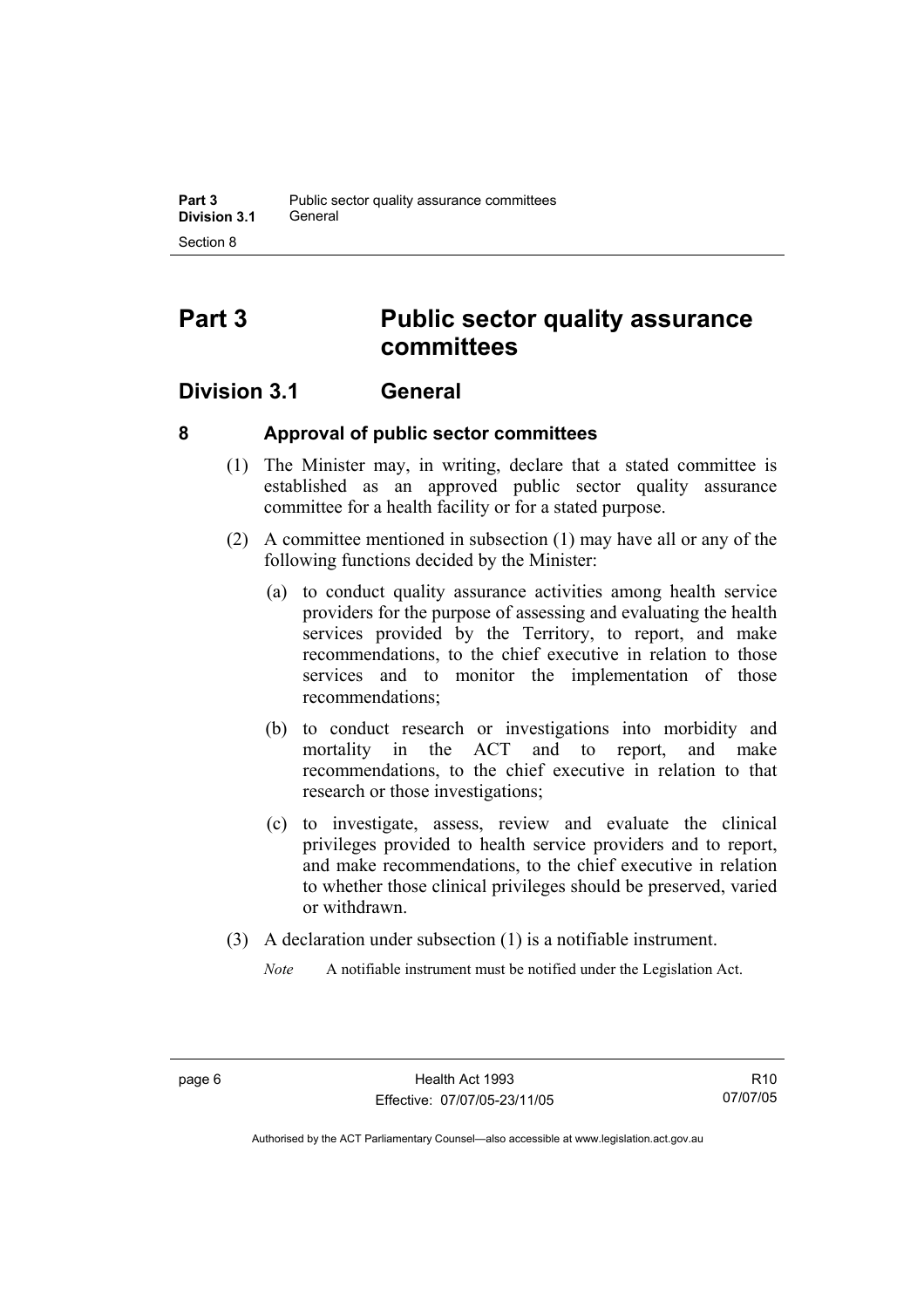# Part 3 Public sector quality assurance committees

## Division 3.1 General

### 8 Approval of public sector committees

(1) The Minister may, in writing, declare that a stated committee is established as an approved public sector quality assurance committee for a health facility or for a stated purpose.

(2) A committee mentioned in subsection (1) may have all or any of the following functions decided by the Minister:

(a) to conduct quality assurance activities among health service providers for the purpose of assessing and evaluating the health services provided by the Territory, to report, and make recommendations, to the chief executive in relation to those services and to monitor the implementation of those recommendations;

(b) to conduct research or investigations into morbidity and mortality in the ACT and to report, and make recommendations, to the chief executive in relation to that research or those investigations;

(c) to investigate, assess, review and evaluate the clinical privileges provided to health service providers and to report, and make recommendations, to the chief executive in relation to whether those clinical privileges should be preserved, varied or withdrawn.

(3) A declaration under subsection (1) is a notifiable instrument.

*Note* A notifiable instrument must be notified under the Legislation Act.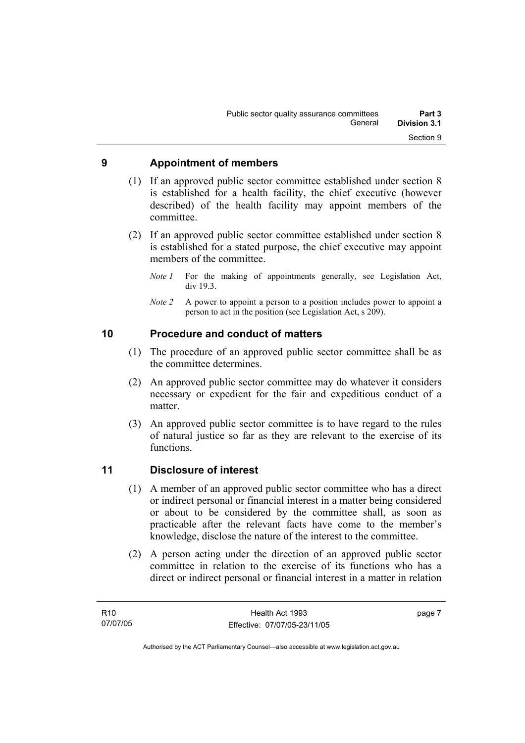## 9 Appointment of members

(1) If an approved public sector committee established under section 8 is established for a health facility, the chief executive (however described) of the health facility may appoint members of the committee.

(2) If an approved public sector committee established under section 8 is established for a stated purpose, the chief executive may appoint members of the committee.

*Note 1* For the making of appointments generally, see Legislation Act, div 19.3.

*Note 2* A power to appoint a person to a position includes power to appoint a person to act in the position (see Legislation Act, s 209).

## 10 Procedure and conduct of matters

(1) The procedure of an approved public sector committee shall be as the committee determines.

(2) An approved public sector committee may do whatever it considers necessary or expedient for the fair and expeditious conduct of a matter.

(3) An approved public sector committee is to have regard to the rules of natural justice so far as they are relevant to the exercise of its functions.

## 11 Disclosure of interest

(1) A member of an approved public sector committee who has a direct or indirect personal or financial interest in a matter being considered or about to be considered by the committee shall, as soon as practicable after the relevant facts have come to the member's knowledge, disclose the nature of the interest to the committee.

(2) A person acting under the direction of an approved public sector committee in relation to the exercise of its functions who has a direct or indirect personal or financial interest in a matter in relation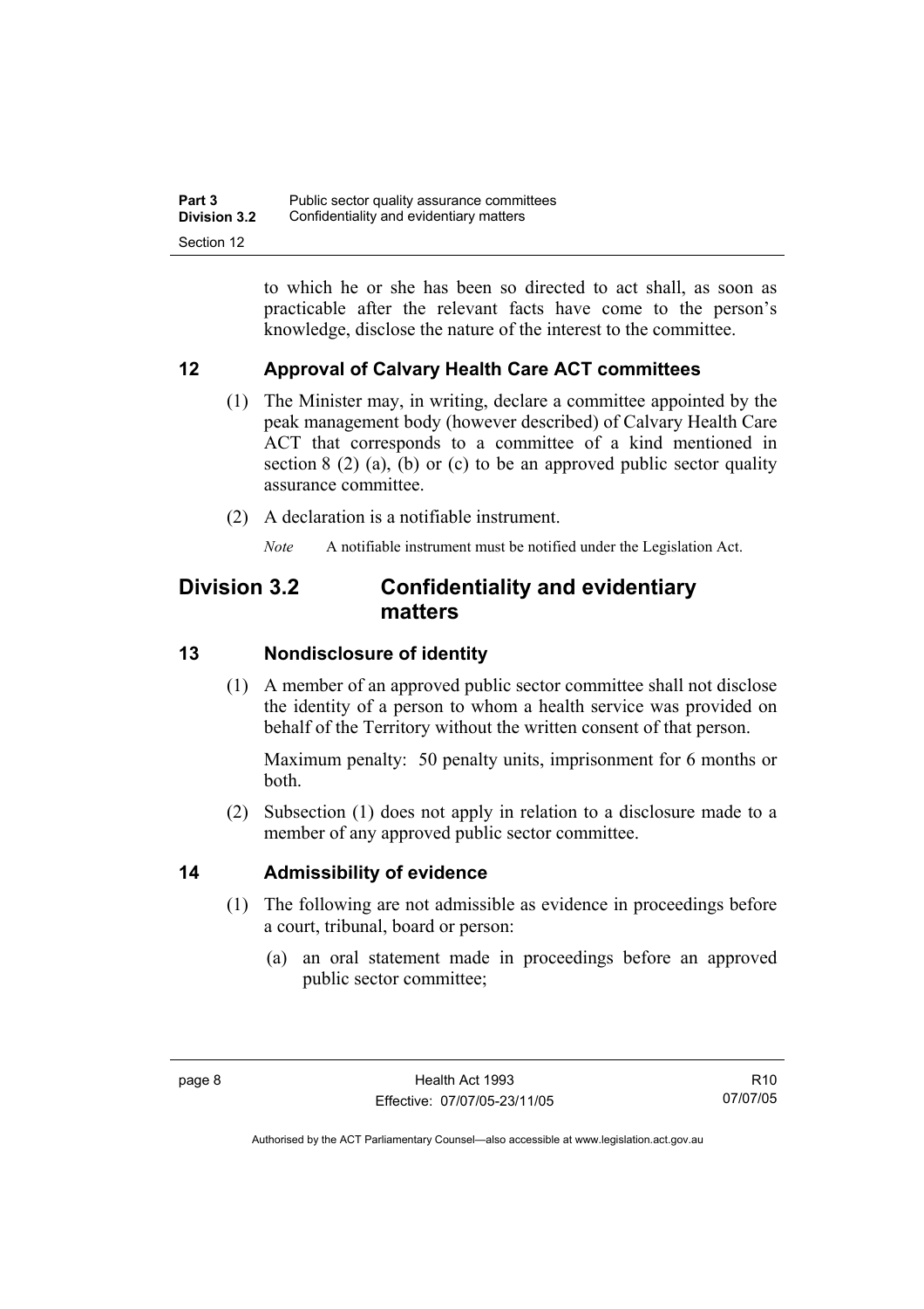to which he or she has been so directed to act shall, as soon as practicable after the relevant facts have come to the person's knowledge, disclose the nature of the interest to the committee.

### 12 Approval of Calvary Health Care ACT committees

(1) The Minister may, in writing, declare a committee appointed by the peak management body (however described) of Calvary Health Care ACT that corresponds to a committee of a kind mentioned in section 8 (2) (a), (b) or (c) to be an approved public sector quality assurance committee.

(2) A declaration is a notifiable instrument.

*Note* A notifiable instrument must be notified under the Legislation Act.

## Division 3.2 Confidentiality and evidentiary matters

### 13 Nondisclosure of identity

(1) A member of an approved public sector committee shall not disclose the identity of a person to whom a health service was provided on behalf of the Territory without the written consent of that person.

Maximum penalty: 50 penalty units, imprisonment for 6 months or both.

(2) Subsection (1) does not apply in relation to a disclosure made to a member of any approved public sector committee.

### 14 Admissibility of evidence

(1) The following are not admissible as evidence in proceedings before a court, tribunal, board or person:

(a) an oral statement made in proceedings before an approved public sector committee;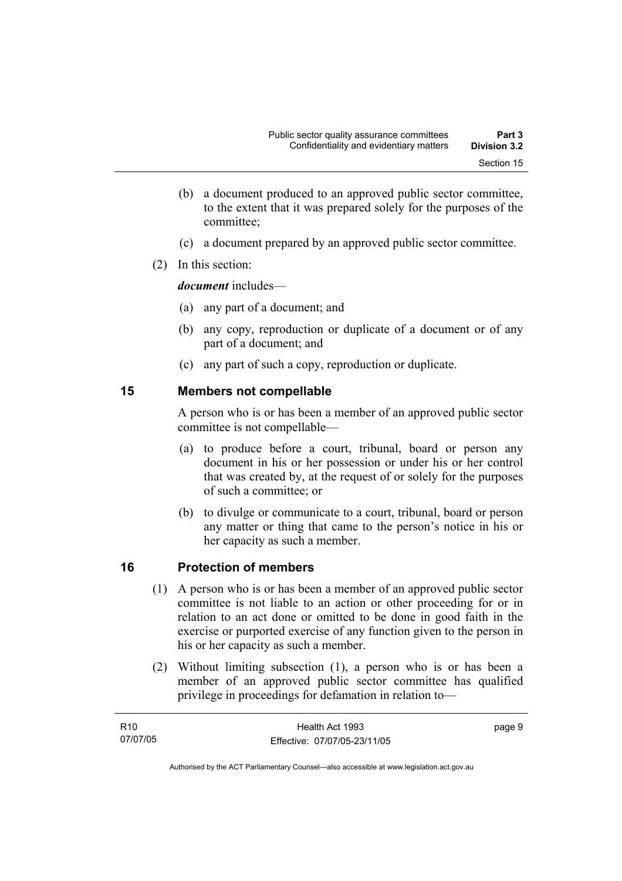(b) a document produced to an approved public sector committee, to the extent that it was prepared solely for the purposes of the committee;

(c) a document prepared by an approved public sector committee.

(2) In this section:

***document*** includes—

(a) any part of a document; and

(b) any copy, reproduction or duplicate of a document or of any part of a document; and

(c) any part of such a copy, reproduction or duplicate.

## 15 Members not compellable

A person who is or has been a member of an approved public sector committee is not compellable—

(a) to produce before a court, tribunal, board or person any document in his or her possession or under his or her control that was created by, at the request of or solely for the purposes of such a committee; or

(b) to divulge or communicate to a court, tribunal, board or person any matter or thing that came to the person's notice in his or her capacity as such a member.

## 16 Protection of members

(1) A person who is or has been a member of an approved public sector committee is not liable to an action or other proceeding for or in relation to an act done or omitted to be done in good faith in the exercise or purported exercise of any function given to the person in his or her capacity as such a member.

(2) Without limiting subsection (1), a person who is or has been a member of an approved public sector committee has qualified privilege in proceedings for defamation in relation to—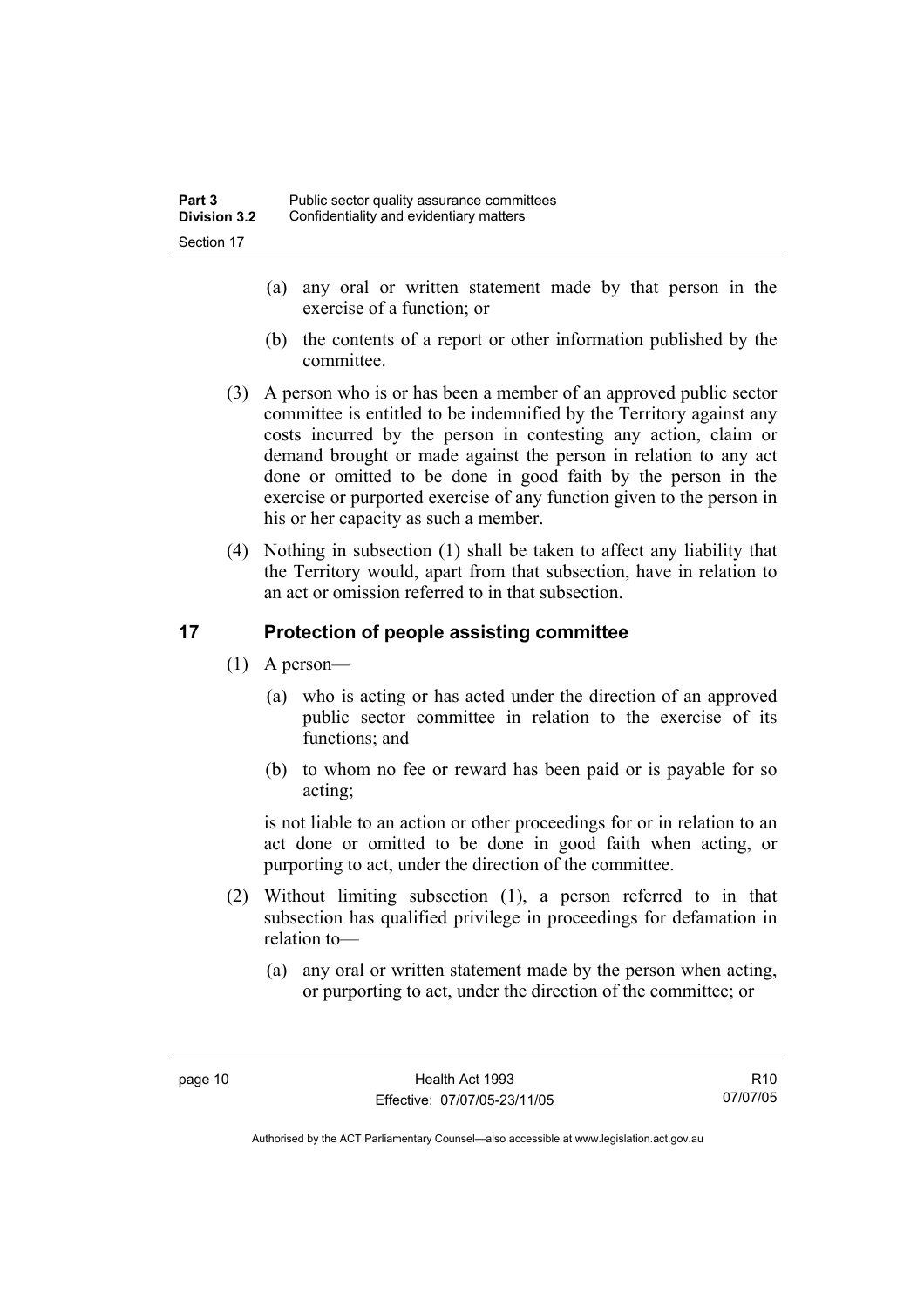(a) any oral or written statement made by that person in the exercise of a function; or

(b) the contents of a report or other information published by the committee.

(3) A person who is or has been a member of an approved public sector committee is entitled to be indemnified by the Territory against any costs incurred by the person in contesting any action, claim or demand brought or made against the person in relation to any act done or omitted to be done in good faith by the person in the exercise or purported exercise of any function given to the person in his or her capacity as such a member.

(4) Nothing in subsection (1) shall be taken to affect any liability that the Territory would, apart from that subsection, have in relation to an act or omission referred to in that subsection.

## 17 Protection of people assisting committee

(1) A person—

(a) who is acting or has acted under the direction of an approved public sector committee in relation to the exercise of its functions; and

(b) to whom no fee or reward has been paid or is payable for so acting;

is not liable to an action or other proceedings for or in relation to an act done or omitted to be done in good faith when acting, or purporting to act, under the direction of the committee.

(2) Without limiting subsection (1), a person referred to in that subsection has qualified privilege in proceedings for defamation in relation to—

(a) any oral or written statement made by the person when acting, or purporting to act, under the direction of the committee; or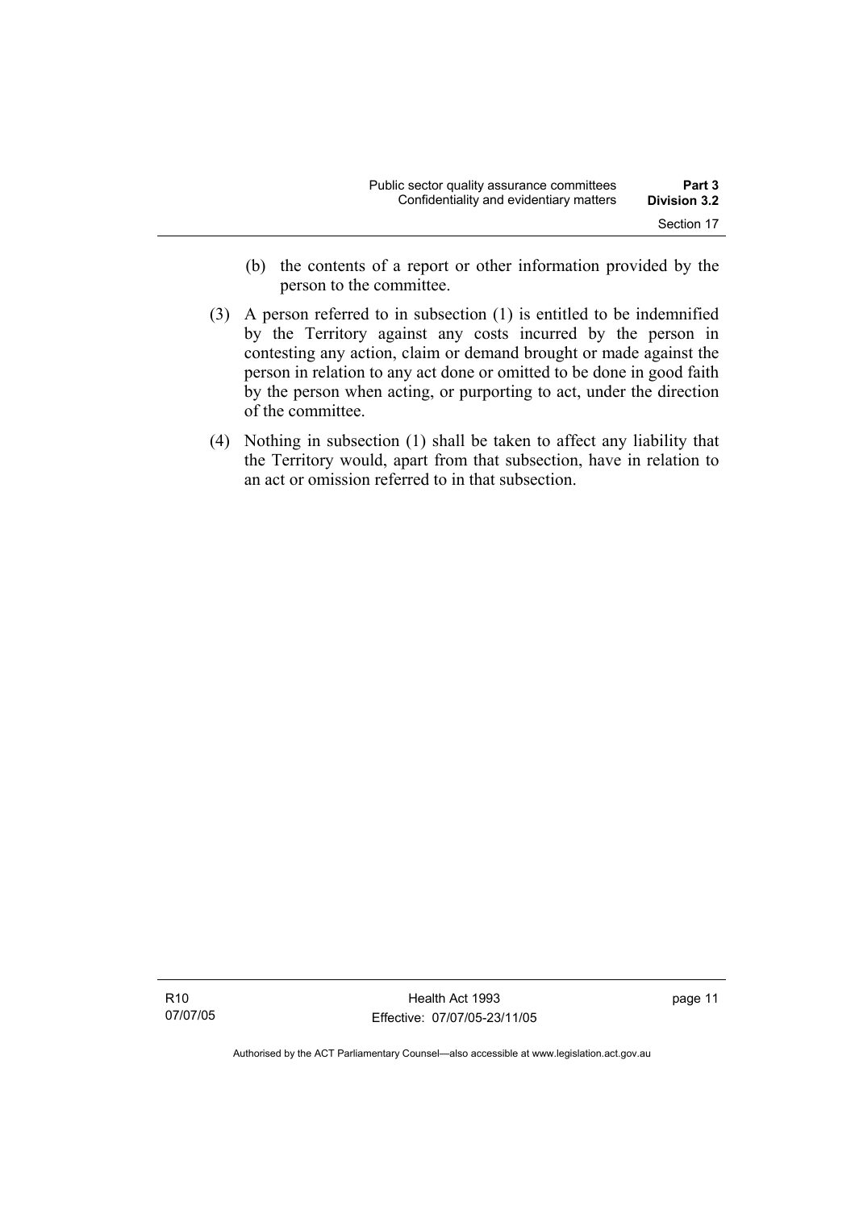(b) the contents of a report or other information provided by the person to the committee.

(3) A person referred to in subsection (1) is entitled to be indemnified by the Territory against any costs incurred by the person in contesting any action, claim or demand brought or made against the person in relation to any act done or omitted to be done in good faith by the person when acting, or purporting to act, under the direction of the committee.

(4) Nothing in subsection (1) shall be taken to affect any liability that the Territory would, apart from that subsection, have in relation to an act or omission referred to in that subsection.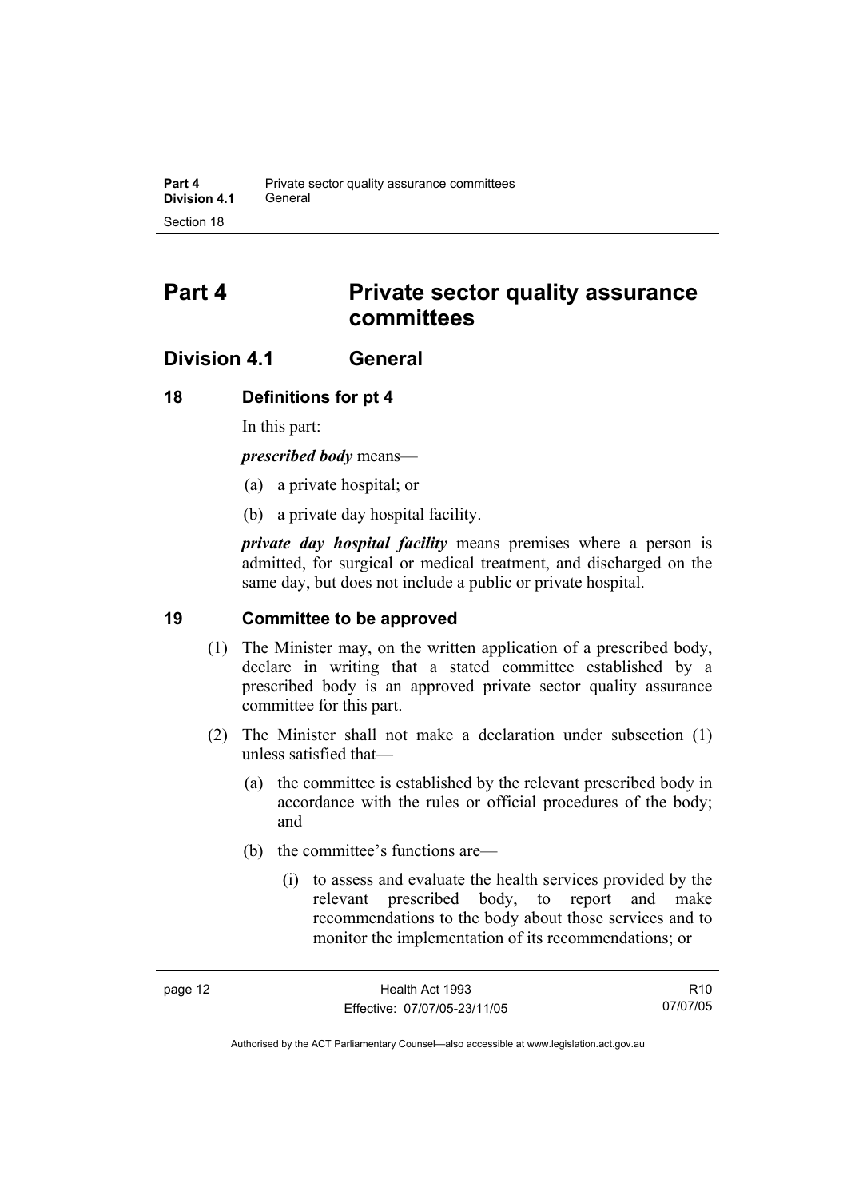# Part 4 Private sector quality assurance committees

## Division 4.1 General

### 18 Definitions for pt 4

In this part:

***prescribed body*** means—

(a) a private hospital; or

(b) a private day hospital facility.

***private day hospital facility*** means premises where a person is admitted, for surgical or medical treatment, and discharged on the same day, but does not include a public or private hospital.

### 19 Committee to be approved

(1) The Minister may, on the written application of a prescribed body, declare in writing that a stated committee established by a prescribed body is an approved private sector quality assurance committee for this part.

(2) The Minister shall not make a declaration under subsection (1) unless satisfied that—

(a) the committee is established by the relevant prescribed body in accordance with the rules or official procedures of the body; and

(b) the committee's functions are—

(i) to assess and evaluate the health services provided by the relevant prescribed body, to report and make recommendations to the body about those services and to monitor the implementation of its recommendations; or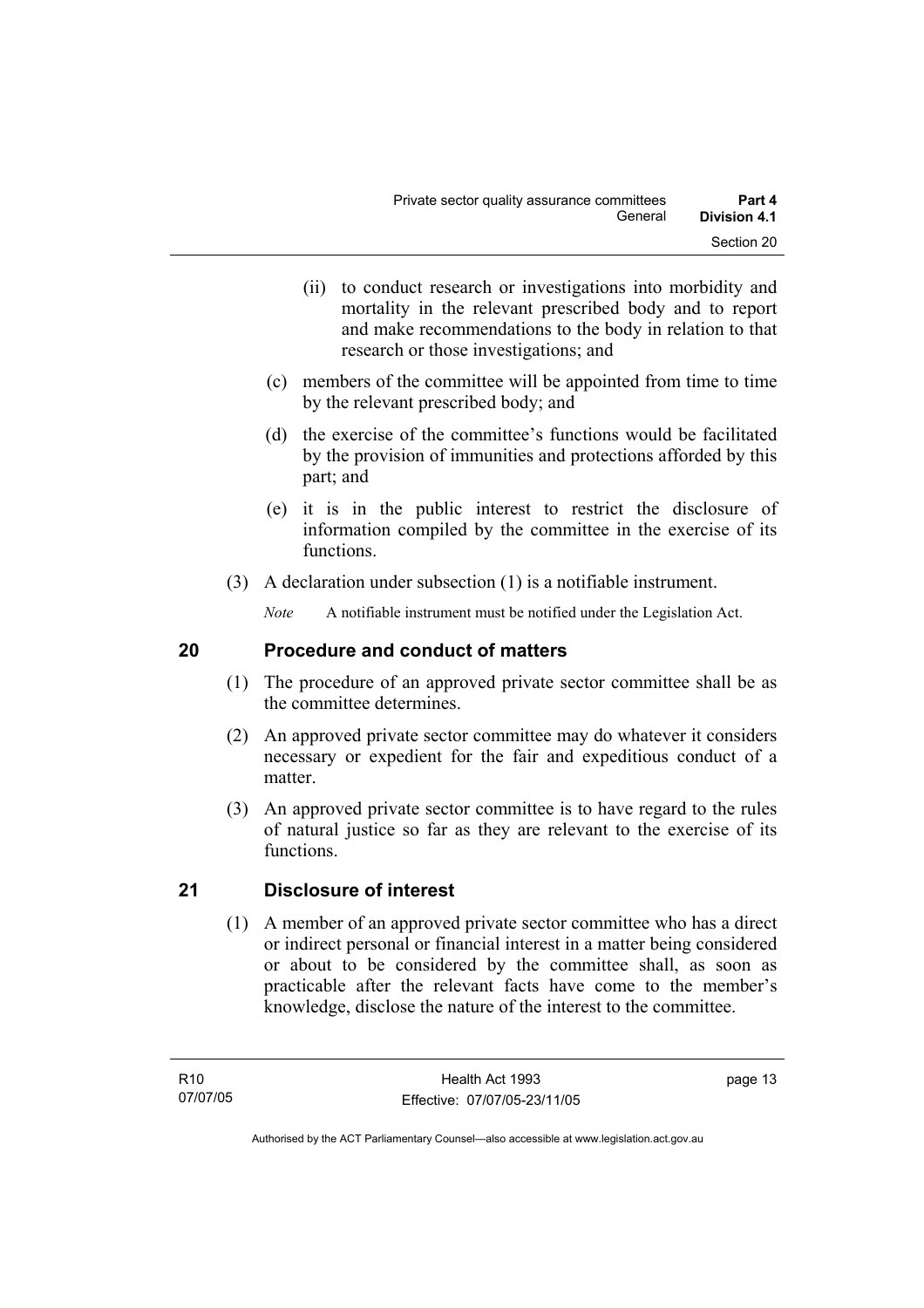(ii) to conduct research or investigations into morbidity and mortality in the relevant prescribed body and to report and make recommendations to the body in relation to that research or those investigations; and

(c) members of the committee will be appointed from time to time by the relevant prescribed body; and

(d) the exercise of the committee's functions would be facilitated by the provision of immunities and protections afforded by this part; and

(e) it is in the public interest to restrict the disclosure of information compiled by the committee in the exercise of its functions.

(3) A declaration under subsection (1) is a notifiable instrument.

*Note* A notifiable instrument must be notified under the Legislation Act.

## 20 Procedure and conduct of matters

(1) The procedure of an approved private sector committee shall be as the committee determines.

(2) An approved private sector committee may do whatever it considers necessary or expedient for the fair and expeditious conduct of a matter.

(3) An approved private sector committee is to have regard to the rules of natural justice so far as they are relevant to the exercise of its functions.

## 21 Disclosure of interest

(1) A member of an approved private sector committee who has a direct or indirect personal or financial interest in a matter being considered or about to be considered by the committee shall, as soon as practicable after the relevant facts have come to the member's knowledge, disclose the nature of the interest to the committee.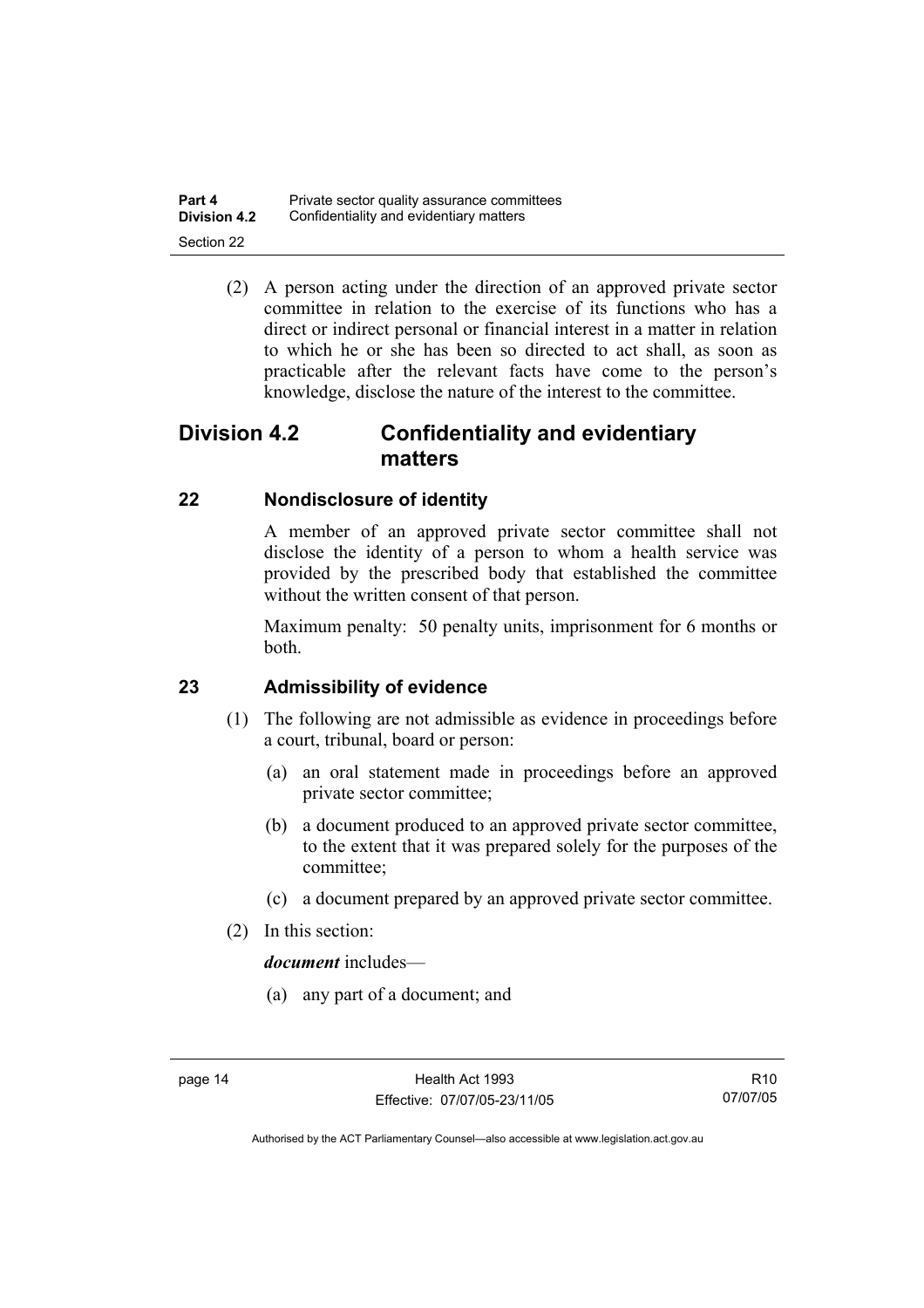(2) A person acting under the direction of an approved private sector committee in relation to the exercise of its functions who has a direct or indirect personal or financial interest in a matter in relation to which he or she has been so directed to act shall, as soon as practicable after the relevant facts have come to the person's knowledge, disclose the nature of the interest to the committee.

## Division 4.2 Confidentiality and evidentiary matters

### 22 Nondisclosure of identity

A member of an approved private sector committee shall not disclose the identity of a person to whom a health service was provided by the prescribed body that established the committee without the written consent of that person.

Maximum penalty: 50 penalty units, imprisonment for 6 months or both.

### 23 Admissibility of evidence

(1) The following are not admissible as evidence in proceedings before a court, tribunal, board or person:

(a) an oral statement made in proceedings before an approved private sector committee;

(b) a document produced to an approved private sector committee, to the extent that it was prepared solely for the purposes of the committee;

(c) a document prepared by an approved private sector committee.

(2) In this section:

***document*** includes—

(a) any part of a document; and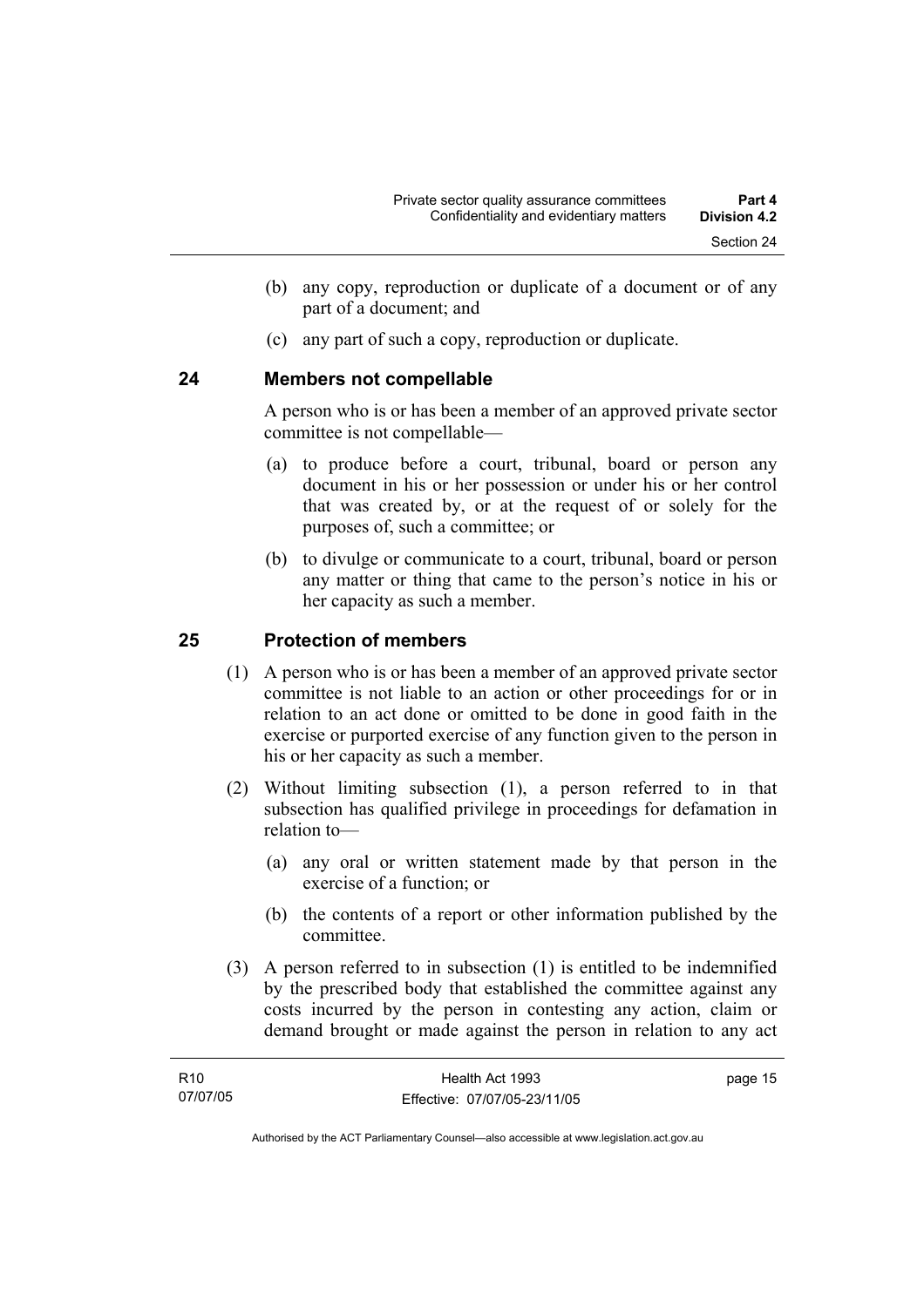(b) any copy, reproduction or duplicate of a document or of any part of a document; and

(c) any part of such a copy, reproduction or duplicate.

## 24 Members not compellable

A person who is or has been a member of an approved private sector committee is not compellable—

(a) to produce before a court, tribunal, board or person any document in his or her possession or under his or her control that was created by, or at the request of or solely for the purposes of, such a committee; or

(b) to divulge or communicate to a court, tribunal, board or person any matter or thing that came to the person's notice in his or her capacity as such a member.

## 25 Protection of members

(1) A person who is or has been a member of an approved private sector committee is not liable to an action or other proceedings for or in relation to an act done or omitted to be done in good faith in the exercise or purported exercise of any function given to the person in his or her capacity as such a member.

(2) Without limiting subsection (1), a person referred to in that subsection has qualified privilege in proceedings for defamation in relation to—

(a) any oral or written statement made by that person in the exercise of a function; or

(b) the contents of a report or other information published by the committee.

(3) A person referred to in subsection (1) is entitled to be indemnified by the prescribed body that established the committee against any costs incurred by the person in contesting any action, claim or demand brought or made against the person in relation to any act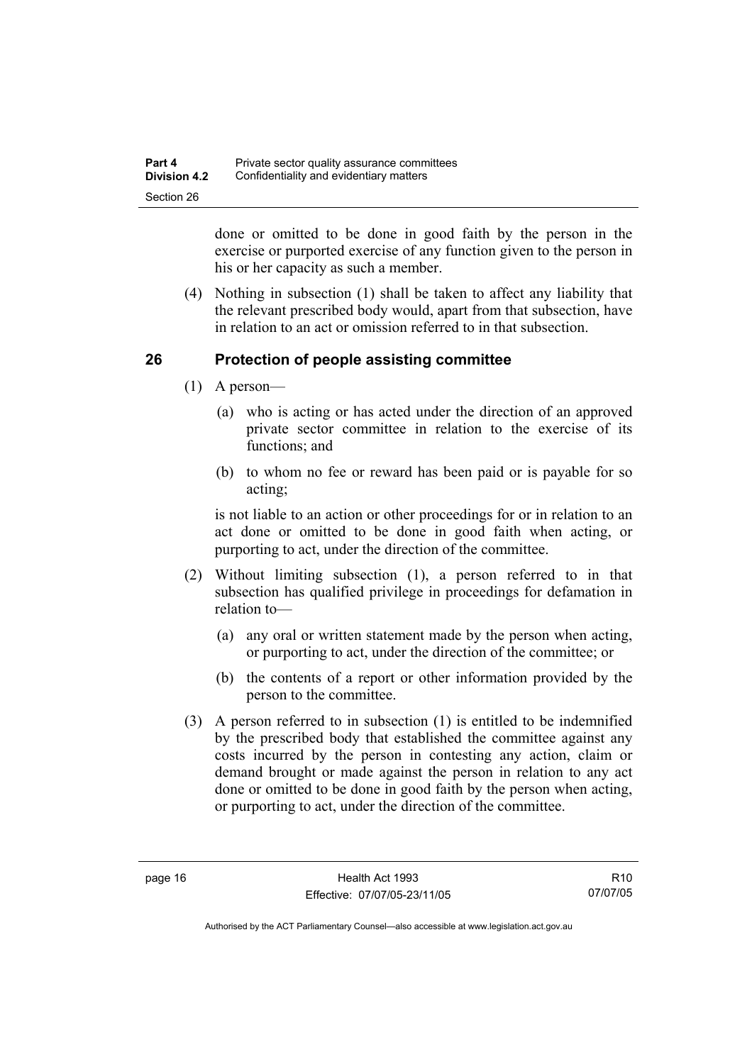done or omitted to be done in good faith by the person in the exercise or purported exercise of any function given to the person in his or her capacity as such a member.

(4) Nothing in subsection (1) shall be taken to affect any liability that the relevant prescribed body would, apart from that subsection, have in relation to an act or omission referred to in that subsection.

## 26 Protection of people assisting committee

(1) A person—

(a) who is acting or has acted under the direction of an approved private sector committee in relation to the exercise of its functions; and

(b) to whom no fee or reward has been paid or is payable for so acting;

is not liable to an action or other proceedings for or in relation to an act done or omitted to be done in good faith when acting, or purporting to act, under the direction of the committee.

(2) Without limiting subsection (1), a person referred to in that subsection has qualified privilege in proceedings for defamation in relation to—

(a) any oral or written statement made by the person when acting, or purporting to act, under the direction of the committee; or

(b) the contents of a report or other information provided by the person to the committee.

(3) A person referred to in subsection (1) is entitled to be indemnified by the prescribed body that established the committee against any costs incurred by the person in contesting any action, claim or demand brought or made against the person in relation to any act done or omitted to be done in good faith by the person when acting, or purporting to act, under the direction of the committee.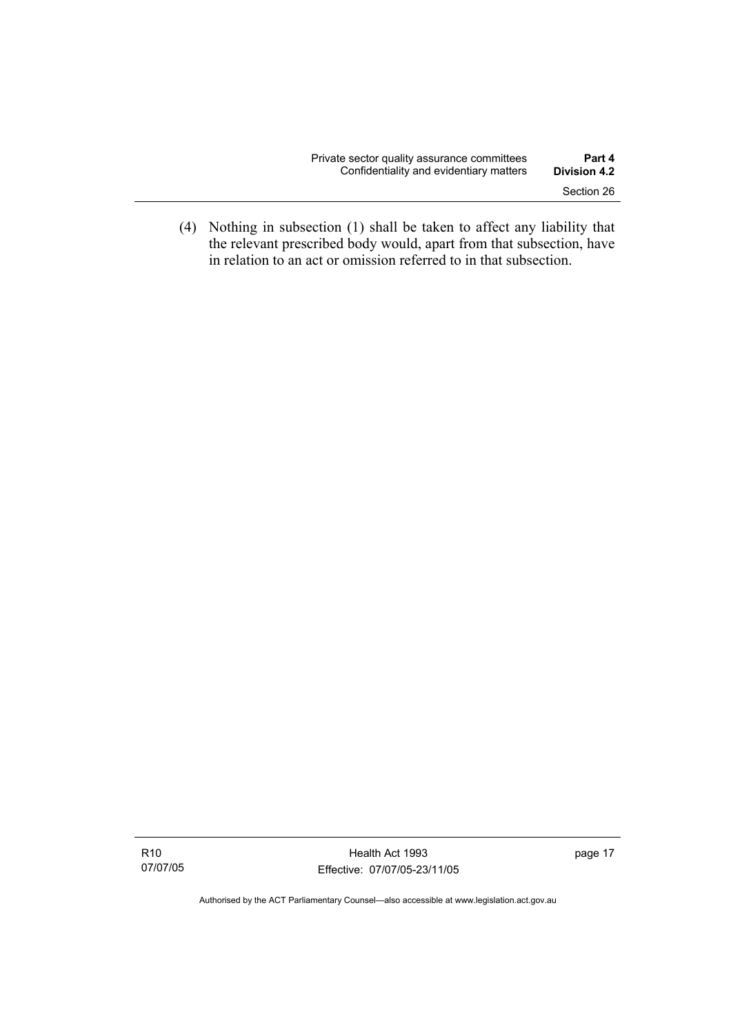(4) Nothing in subsection (1) shall be taken to affect any liability that the relevant prescribed body would, apart from that subsection, have in relation to an act or omission referred to in that subsection.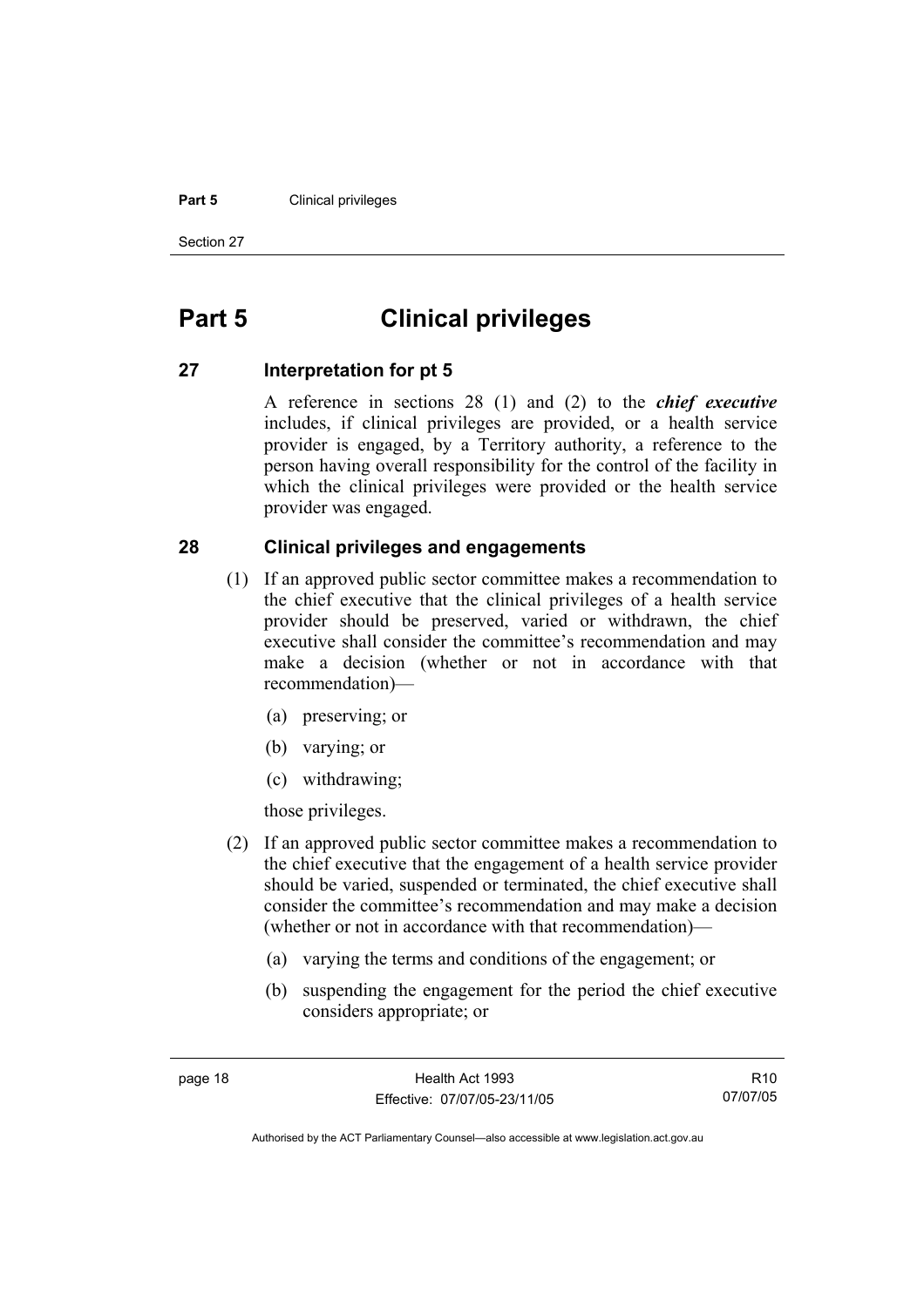# Part 5 Clinical privileges

## 27 Interpretation for pt 5

A reference in sections 28 (1) and (2) to the ***chief executive*** includes, if clinical privileges are provided, or a health service provider is engaged, by a Territory authority, a reference to the person having overall responsibility for the control of the facility in which the clinical privileges were provided or the health service provider was engaged.

## 28 Clinical privileges and engagements

(1) If an approved public sector committee makes a recommendation to the chief executive that the clinical privileges of a health service provider should be preserved, varied or withdrawn, the chief executive shall consider the committee's recommendation and may make a decision (whether or not in accordance with that recommendation)—

(a) preserving; or

(b) varying; or

(c) withdrawing;

those privileges.

(2) If an approved public sector committee makes a recommendation to the chief executive that the engagement of a health service provider should be varied, suspended or terminated, the chief executive shall consider the committee's recommendation and may make a decision (whether or not in accordance with that recommendation)—

(a) varying the terms and conditions of the engagement; or

(b) suspending the engagement for the period the chief executive considers appropriate; or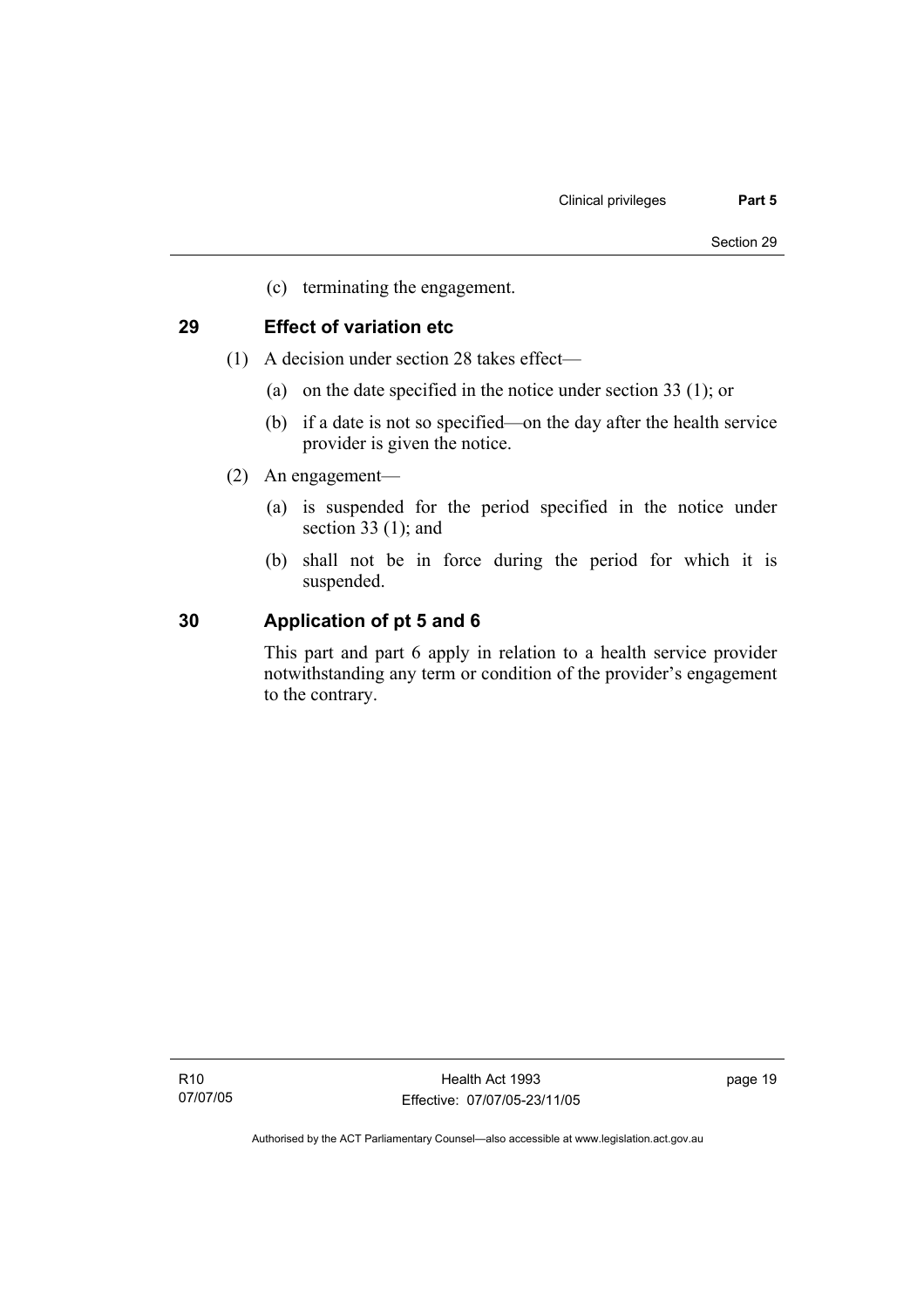(c) terminating the engagement.

## 29 Effect of variation etc

(1) A decision under section 28 takes effect—

(a) on the date specified in the notice under section 33 (1); or

(b) if a date is not so specified—on the day after the health service provider is given the notice.

(2) An engagement—

(a) is suspended for the period specified in the notice under section 33 (1); and

(b) shall not be in force during the period for which it is suspended.

## 30 Application of pt 5 and 6

This part and part 6 apply in relation to a health service provider notwithstanding any term or condition of the provider's engagement to the contrary.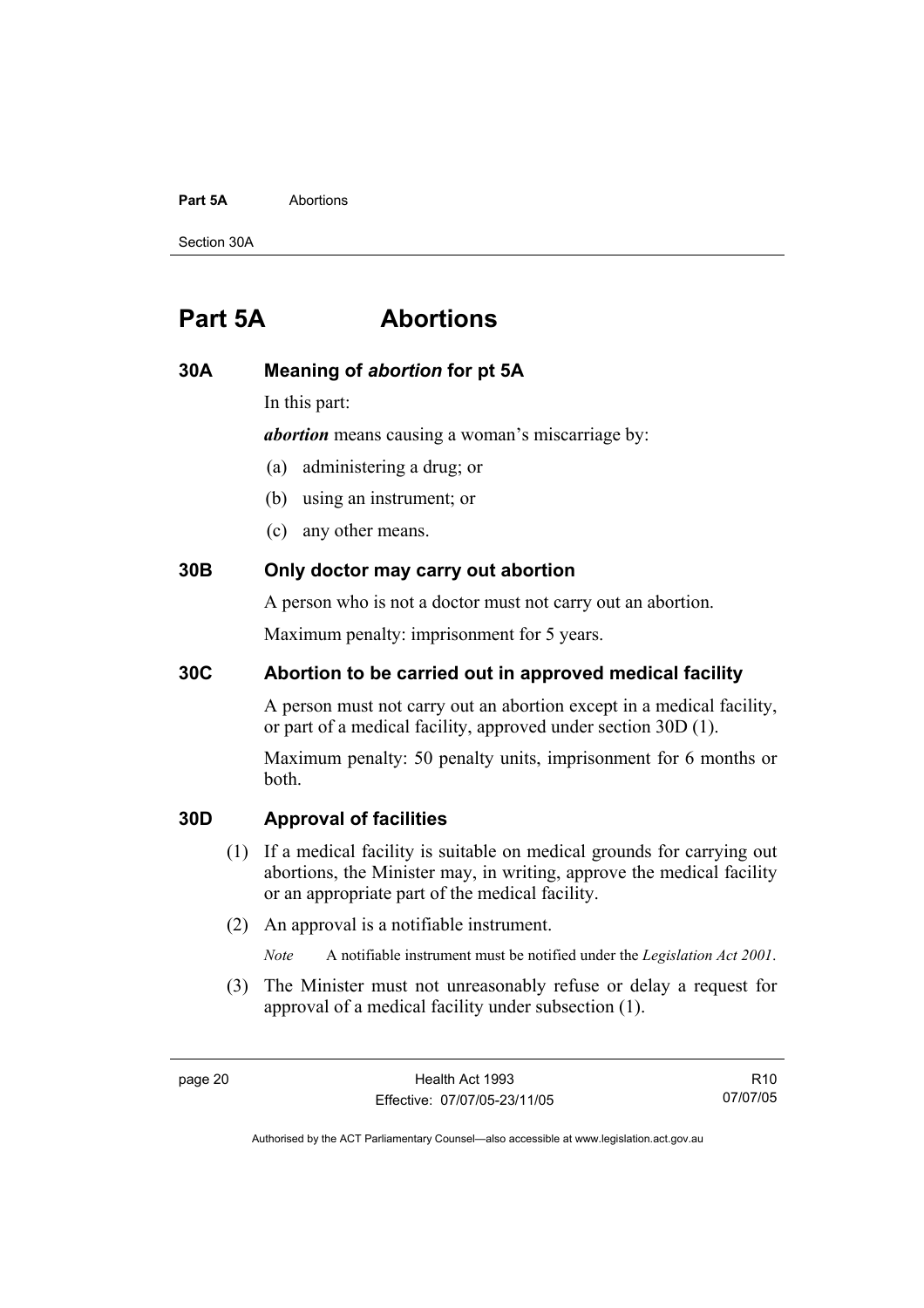# Part 5A Abortions

## 30A Meaning of *abortion* for pt 5A

In this part:

***abortion*** means causing a woman's miscarriage by:

(a) administering a drug; or

(b) using an instrument; or

(c) any other means.

## 30B Only doctor may carry out abortion

A person who is not a doctor must not carry out an abortion.

Maximum penalty: imprisonment for 5 years.

## 30C Abortion to be carried out in approved medical facility

A person must not carry out an abortion except in a medical facility, or part of a medical facility, approved under section 30D (1).

Maximum penalty: 50 penalty units, imprisonment for 6 months or both.

## 30D Approval of facilities

(1) If a medical facility is suitable on medical grounds for carrying out abortions, the Minister may, in writing, approve the medical facility or an appropriate part of the medical facility.

(2) An approval is a notifiable instrument.

*Note* A notifiable instrument must be notified under the *Legislation Act 2001*.

(3) The Minister must not unreasonably refuse or delay a request for approval of a medical facility under subsection (1).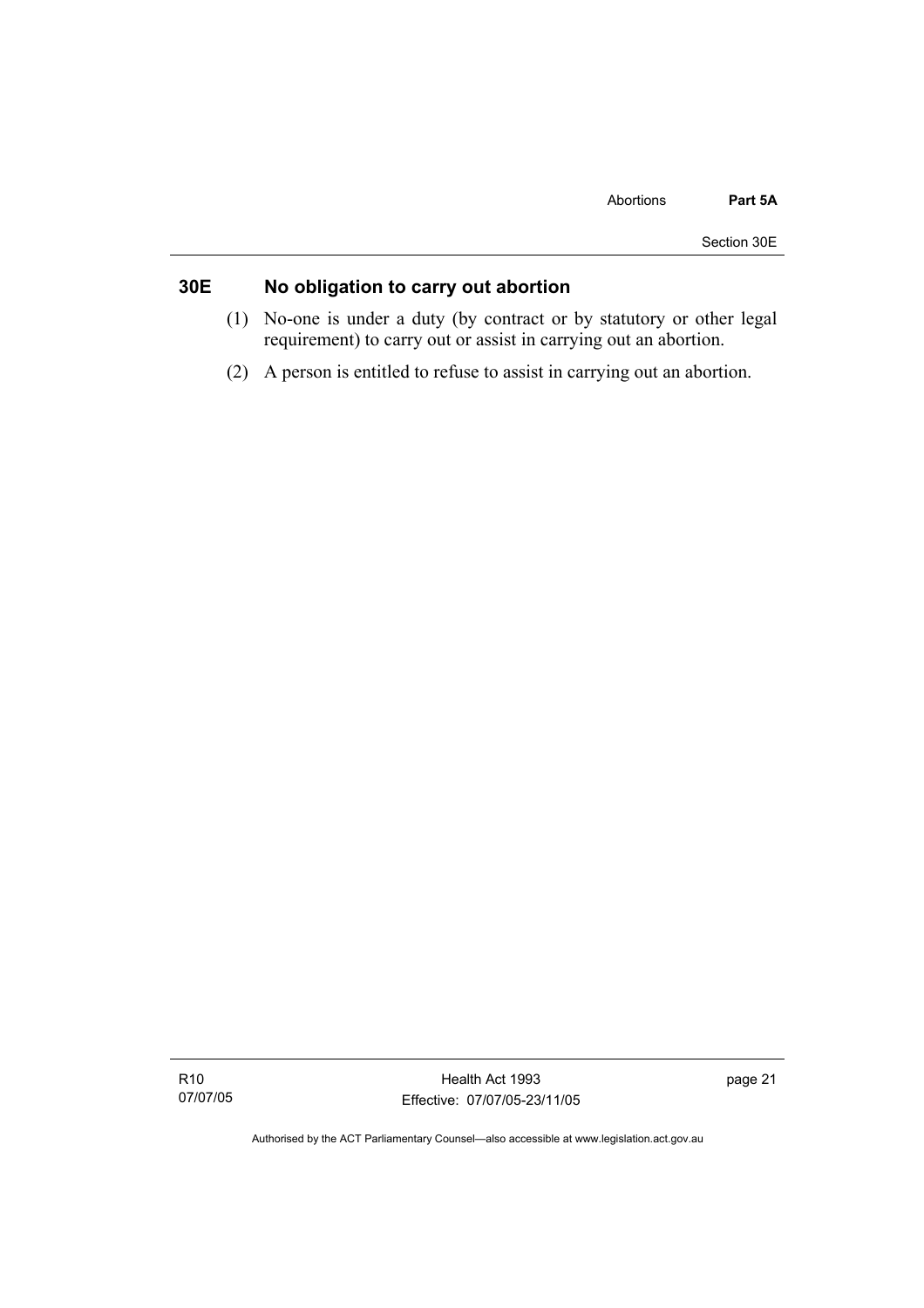## 30E No obligation to carry out abortion

(1) No-one is under a duty (by contract or by statutory or other legal requirement) to carry out or assist in carrying out an abortion.

(2) A person is entitled to refuse to assist in carrying out an abortion.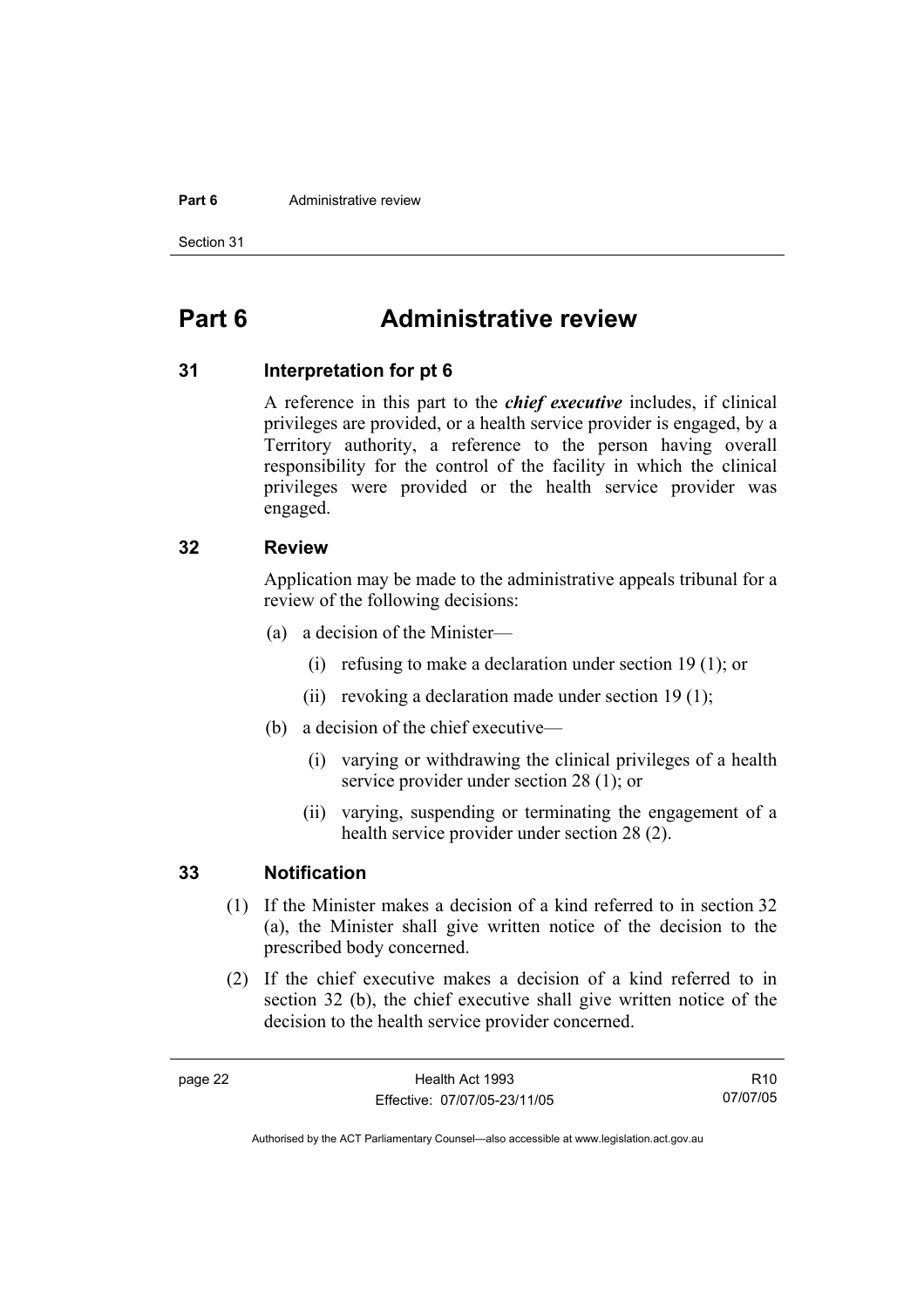# Part 6 Administrative review

## 31 Interpretation for pt 6

A reference in this part to the ***chief executive*** includes, if clinical privileges are provided, or a health service provider is engaged, by a Territory authority, a reference to the person having overall responsibility for the control of the facility in which the clinical privileges were provided or the health service provider was engaged.

## 32 Review

Application may be made to the administrative appeals tribunal for a review of the following decisions:

(a) a decision of the Minister—

(i) refusing to make a declaration under section 19 (1); or

(ii) revoking a declaration made under section 19 (1);

(b) a decision of the chief executive—

(i) varying or withdrawing the clinical privileges of a health service provider under section 28 (1); or

(ii) varying, suspending or terminating the engagement of a health service provider under section 28 (2).

## 33 Notification

(1) If the Minister makes a decision of a kind referred to in section 32 (a), the Minister shall give written notice of the decision to the prescribed body concerned.

(2) If the chief executive makes a decision of a kind referred to in section 32 (b), the chief executive shall give written notice of the decision to the health service provider concerned.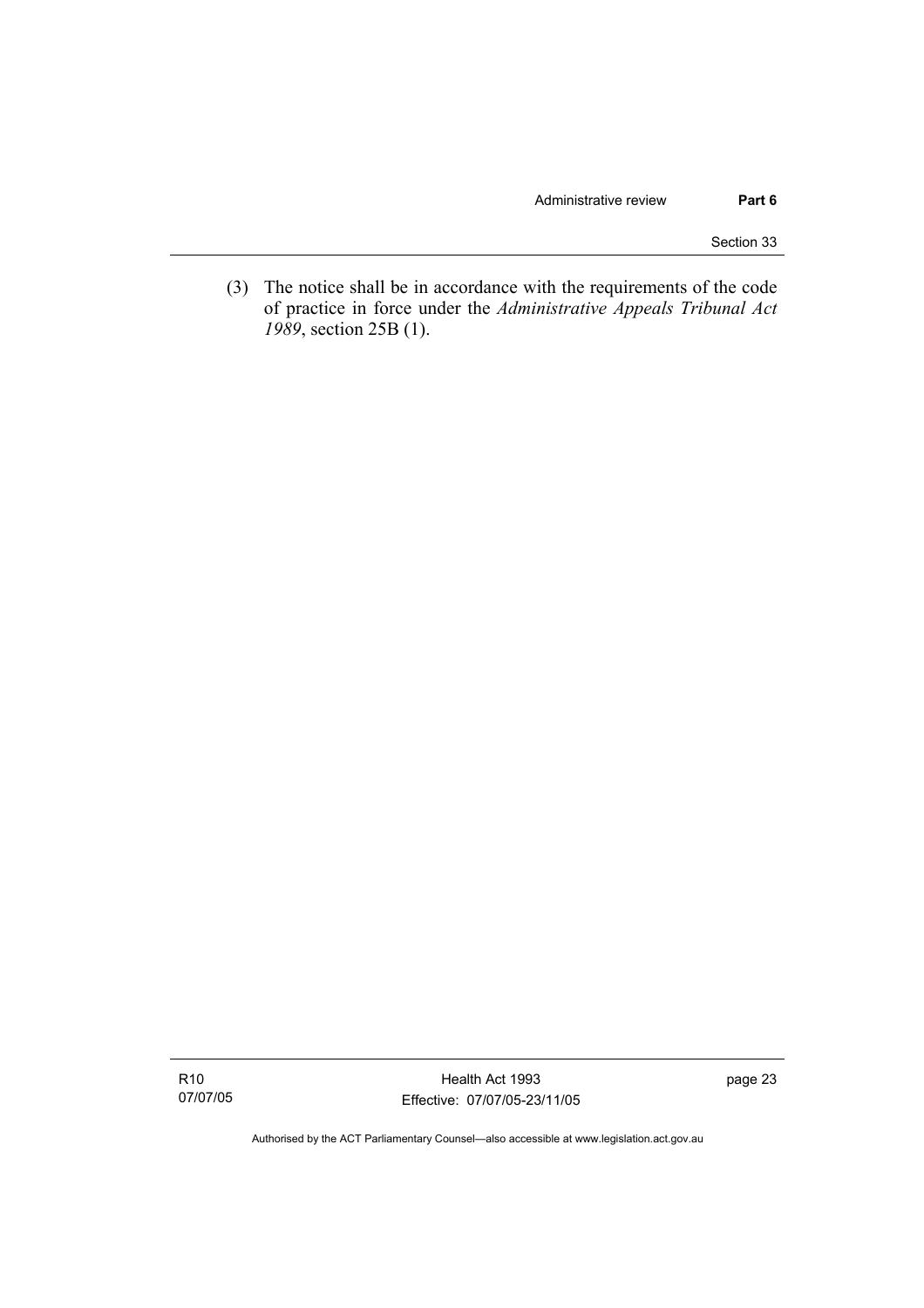(3) The notice shall be in accordance with the requirements of the code of practice in force under the *Administrative Appeals Tribunal Act 1989*, section 25B (1).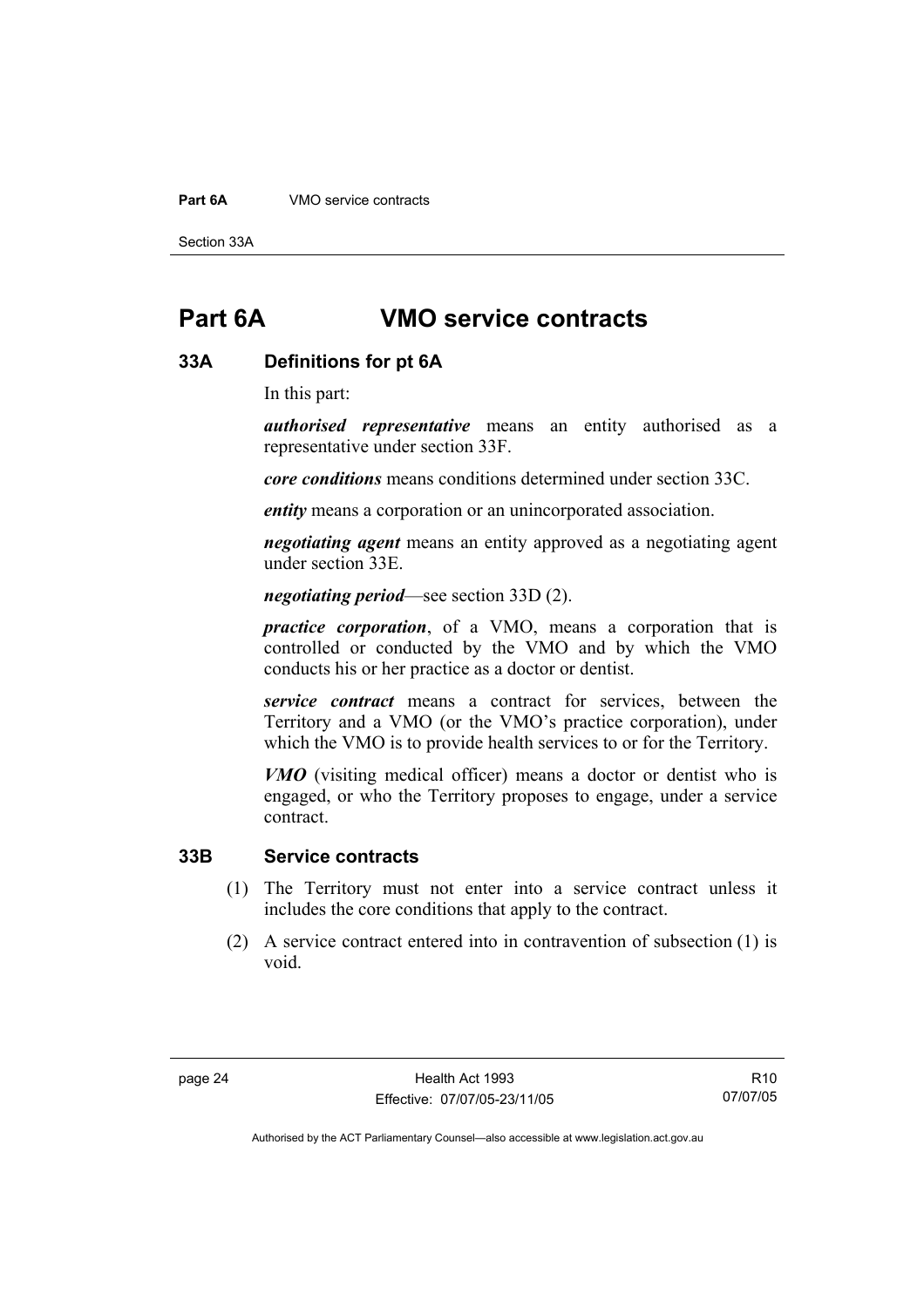# Part 6A VMO service contracts

## 33A Definitions for pt 6A

In this part:

***authorised representative*** means an entity authorised as a representative under section 33F.

***core conditions*** means conditions determined under section 33C.

***entity*** means a corporation or an unincorporated association.

***negotiating agent*** means an entity approved as a negotiating agent under section 33E.

***negotiating period***—see section 33D (2).

***practice corporation***, of a VMO, means a corporation that is controlled or conducted by the VMO and by which the VMO conducts his or her practice as a doctor or dentist.

***service contract*** means a contract for services, between the Territory and a VMO (or the VMO's practice corporation), under which the VMO is to provide health services to or for the Territory.

***VMO*** (visiting medical officer) means a doctor or dentist who is engaged, or who the Territory proposes to engage, under a service contract.

## 33B Service contracts

(1) The Territory must not enter into a service contract unless it includes the core conditions that apply to the contract.

(2) A service contract entered into in contravention of subsection (1) is void.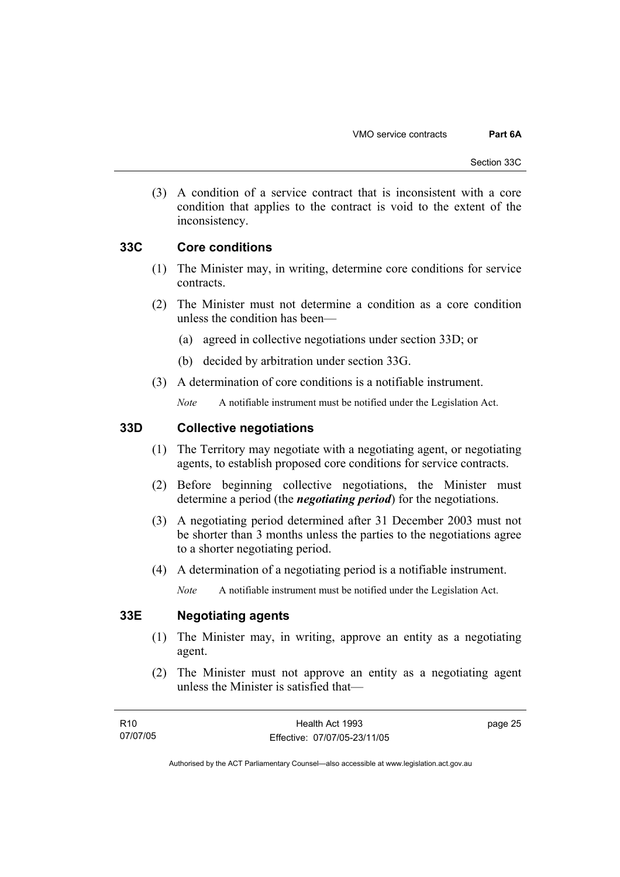(3) A condition of a service contract that is inconsistent with a core condition that applies to the contract is void to the extent of the inconsistency.

## 33C Core conditions

(1) The Minister may, in writing, determine core conditions for service contracts.

(2) The Minister must not determine a condition as a core condition unless the condition has been—

(a) agreed in collective negotiations under section 33D; or

(b) decided by arbitration under section 33G.

(3) A determination of core conditions is a notifiable instrument.

*Note* A notifiable instrument must be notified under the Legislation Act.

## 33D Collective negotiations

(1) The Territory may negotiate with a negotiating agent, or negotiating agents, to establish proposed core conditions for service contracts.

(2) Before beginning collective negotiations, the Minister must determine a period (the ***negotiating period***) for the negotiations.

(3) A negotiating period determined after 31 December 2003 must not be shorter than 3 months unless the parties to the negotiations agree to a shorter negotiating period.

(4) A determination of a negotiating period is a notifiable instrument.

*Note* A notifiable instrument must be notified under the Legislation Act.

## 33E Negotiating agents

(1) The Minister may, in writing, approve an entity as a negotiating agent.

(2) The Minister must not approve an entity as a negotiating agent unless the Minister is satisfied that—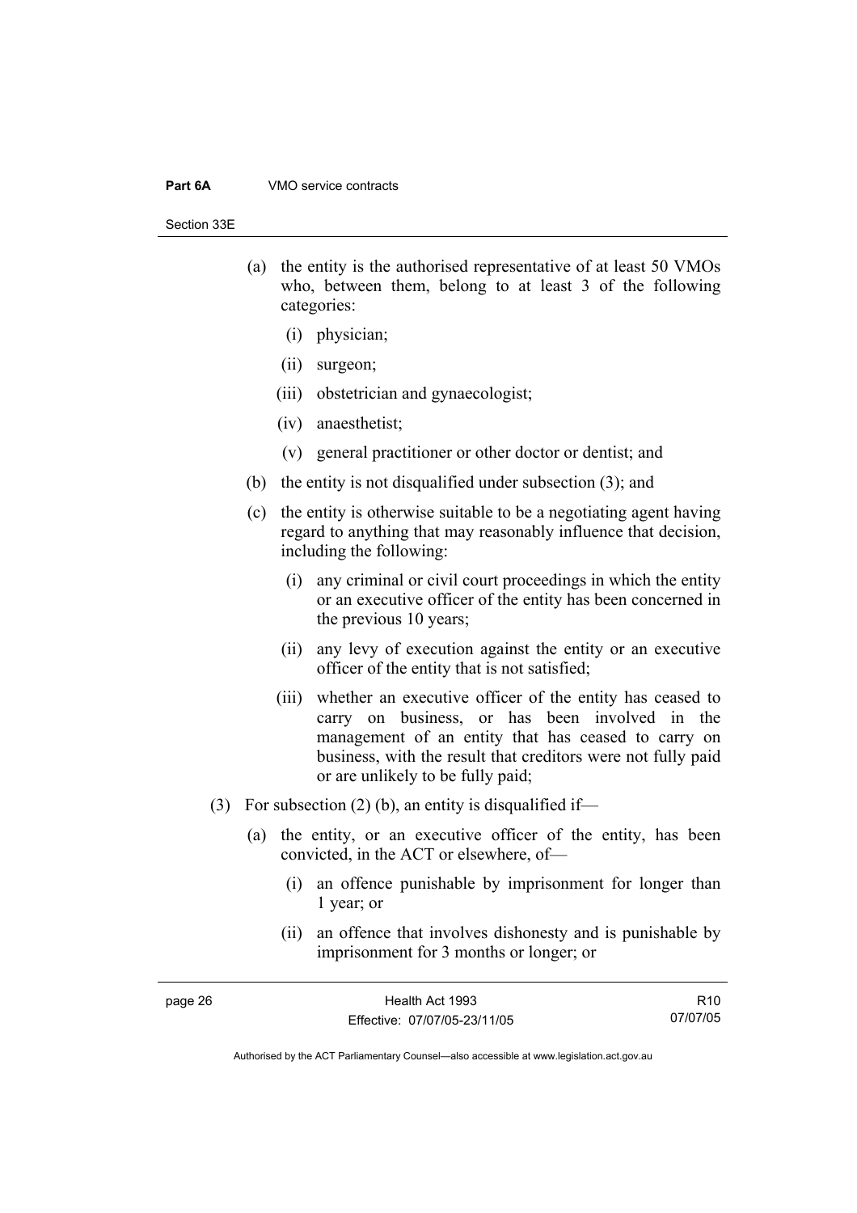(a) the entity is the authorised representative of at least 50 VMOs who, between them, belong to at least 3 of the following categories:

  (i) physician;

  (ii) surgeon;

  (iii) obstetrician and gynaecologist;

  (iv) anaesthetist;

  (v) general practitioner or other doctor or dentist; and

(b) the entity is not disqualified under subsection (3); and

(c) the entity is otherwise suitable to be a negotiating agent having regard to anything that may reasonably influence that decision, including the following:

  (i) any criminal or civil court proceedings in which the entity or an executive officer of the entity has been concerned in the previous 10 years;

  (ii) any levy of execution against the entity or an executive officer of the entity that is not satisfied;

  (iii) whether an executive officer of the entity has ceased to carry on business, or has been involved in the management of an entity that has ceased to carry on business, with the result that creditors were not fully paid or are unlikely to be fully paid;

(3) For subsection (2) (b), an entity is disqualified if—

  (a) the entity, or an executive officer of the entity, has been convicted, in the ACT or elsewhere, of—

    (i) an offence punishable by imprisonment for longer than 1 year; or

    (ii) an offence that involves dishonesty and is punishable by imprisonment for 3 months or longer; or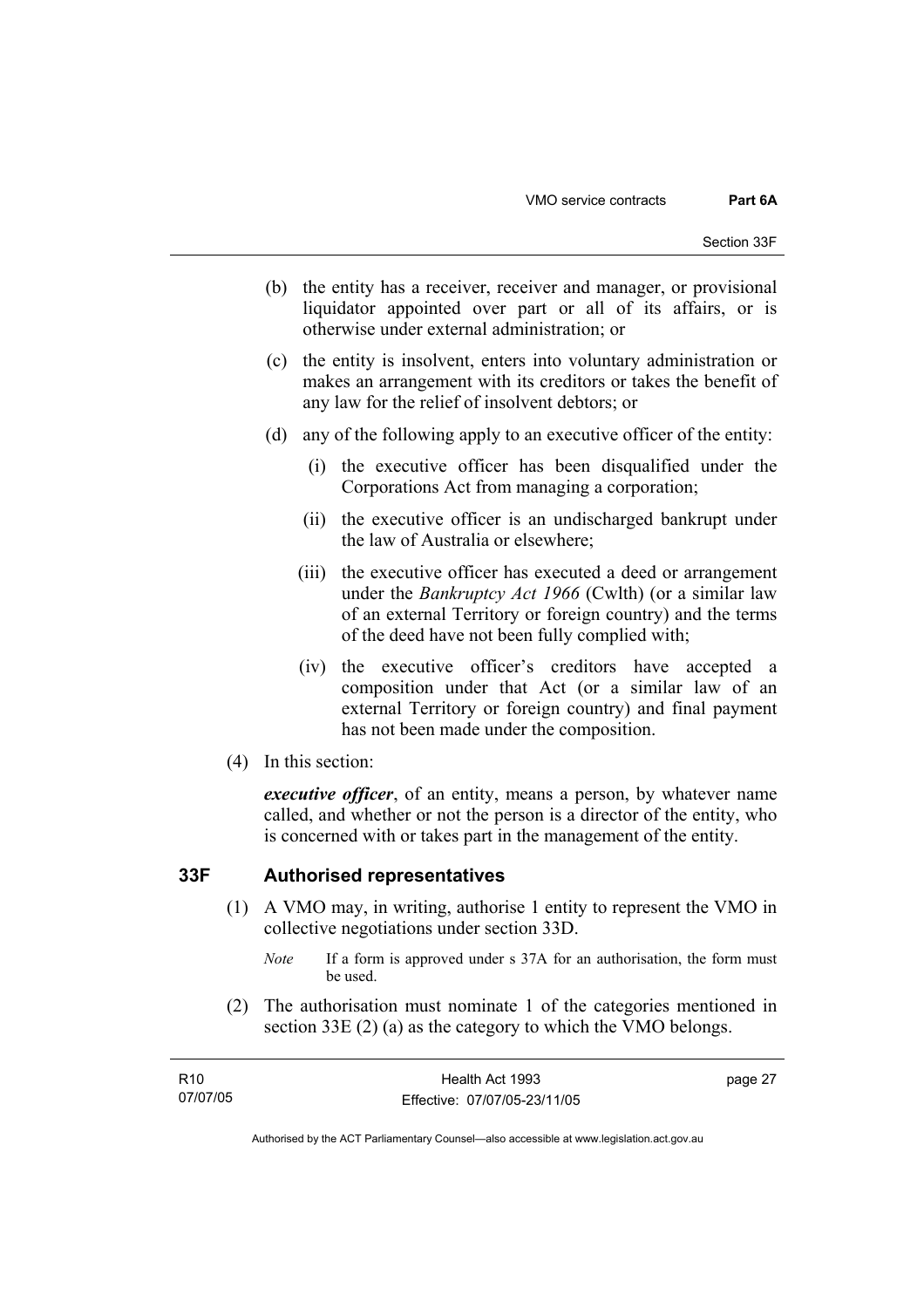(b) the entity has a receiver, receiver and manager, or provisional liquidator appointed over part or all of its affairs, or is otherwise under external administration; or

(c) the entity is insolvent, enters into voluntary administration or makes an arrangement with its creditors or takes the benefit of any law for the relief of insolvent debtors; or

(d) any of the following apply to an executive officer of the entity:

(i) the executive officer has been disqualified under the Corporations Act from managing a corporation;

(ii) the executive officer is an undischarged bankrupt under the law of Australia or elsewhere;

(iii) the executive officer has executed a deed or arrangement under the *Bankruptcy Act 1966* (Cwlth) (or a similar law of an external Territory or foreign country) and the terms of the deed have not been fully complied with;

(iv) the executive officer's creditors have accepted a composition under that Act (or a similar law of an external Territory or foreign country) and final payment has not been made under the composition.

(4) In this section:

***executive officer***, of an entity, means a person, by whatever name called, and whether or not the person is a director of the entity, who is concerned with or takes part in the management of the entity.

## 33F Authorised representatives

(1) A VMO may, in writing, authorise 1 entity to represent the VMO in collective negotiations under section 33D.

*Note* If a form is approved under s 37A for an authorisation, the form must be used.

(2) The authorisation must nominate 1 of the categories mentioned in section 33E (2) (a) as the category to which the VMO belongs.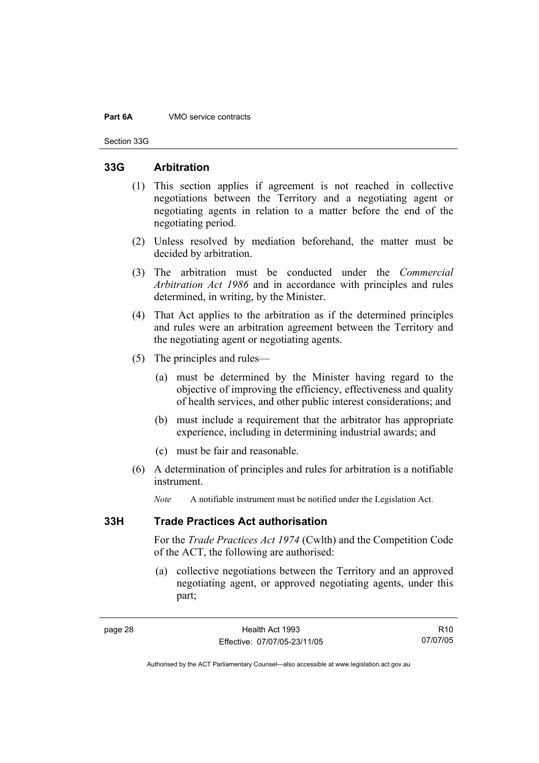## 33G Arbitration

(1) This section applies if agreement is not reached in collective negotiations between the Territory and a negotiating agent or negotiating agents in relation to a matter before the end of the negotiating period.

(2) Unless resolved by mediation beforehand, the matter must be decided by arbitration.

(3) The arbitration must be conducted under the *Commercial Arbitration Act 1986* and in accordance with principles and rules determined, in writing, by the Minister.

(4) That Act applies to the arbitration as if the determined principles and rules were an arbitration agreement between the Territory and the negotiating agent or negotiating agents.

(5) The principles and rules—

(a) must be determined by the Minister having regard to the objective of improving the efficiency, effectiveness and quality of health services, and other public interest considerations; and

(b) must include a requirement that the arbitrator has appropriate experience, including in determining industrial awards; and

(c) must be fair and reasonable.

(6) A determination of principles and rules for arbitration is a notifiable instrument.

*Note* A notifiable instrument must be notified under the Legislation Act.

## 33H Trade Practices Act authorisation

For the *Trade Practices Act 1974* (Cwlth) and the Competition Code of the ACT, the following are authorised:

(a) collective negotiations between the Territory and an approved negotiating agent, or approved negotiating agents, under this part;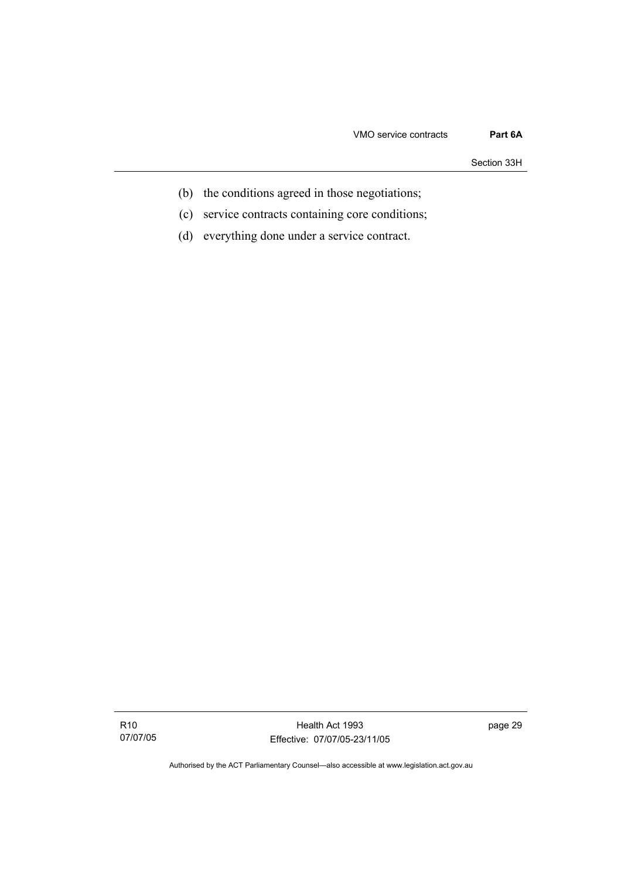(b) the conditions agreed in those negotiations;

(c) service contracts containing core conditions;

(d) everything done under a service contract.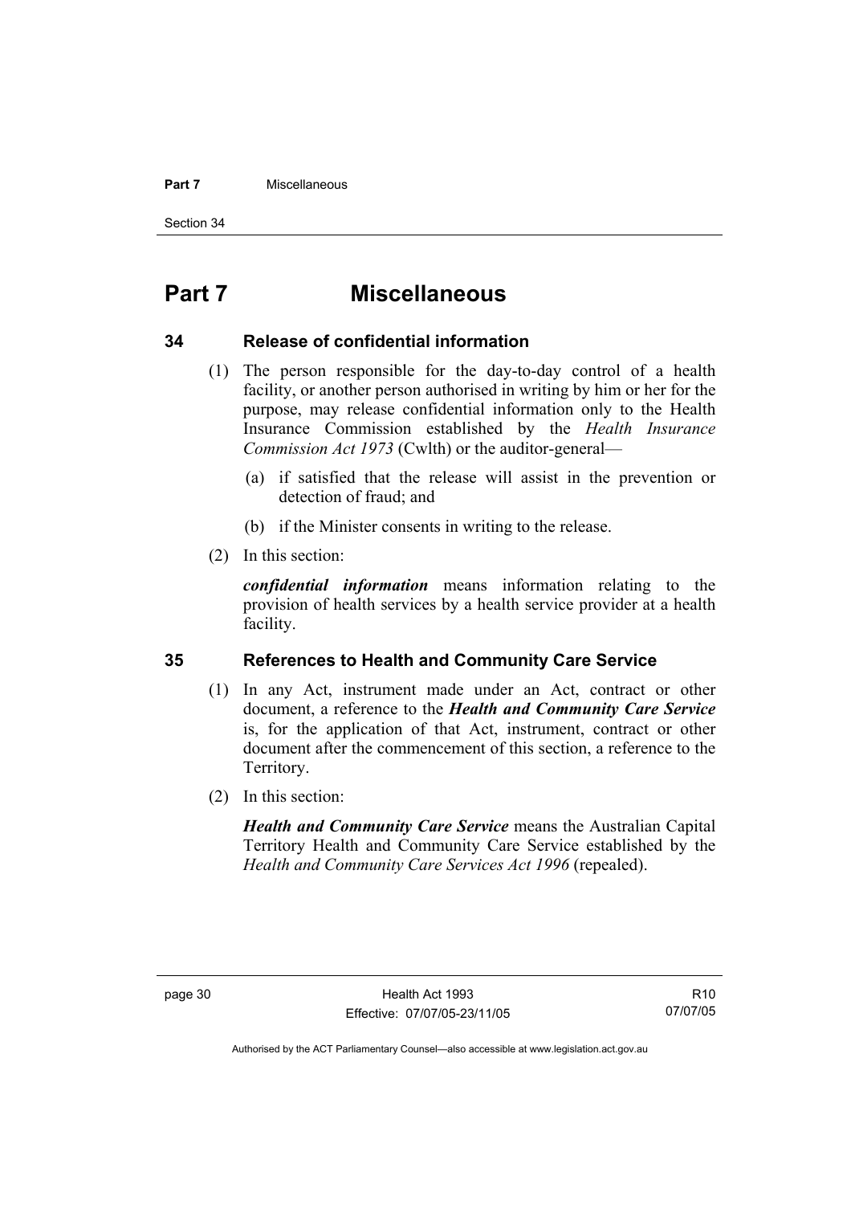# Part 7 Miscellaneous

## 34 Release of confidential information

(1) The person responsible for the day-to-day control of a health facility, or another person authorised in writing by him or her for the purpose, may release confidential information only to the Health Insurance Commission established by the *Health Insurance Commission Act 1973* (Cwlth) or the auditor-general—

(a) if satisfied that the release will assist in the prevention or detection of fraud; and

(b) if the Minister consents in writing to the release.

(2) In this section:

***confidential information*** means information relating to the provision of health services by a health service provider at a health facility.

## 35 References to Health and Community Care Service

(1) In any Act, instrument made under an Act, contract or other document, a reference to the ***Health and Community Care Service*** is, for the application of that Act, instrument, contract or other document after the commencement of this section, a reference to the Territory.

(2) In this section:

***Health and Community Care Service*** means the Australian Capital Territory Health and Community Care Service established by the *Health and Community Care Services Act 1996* (repealed).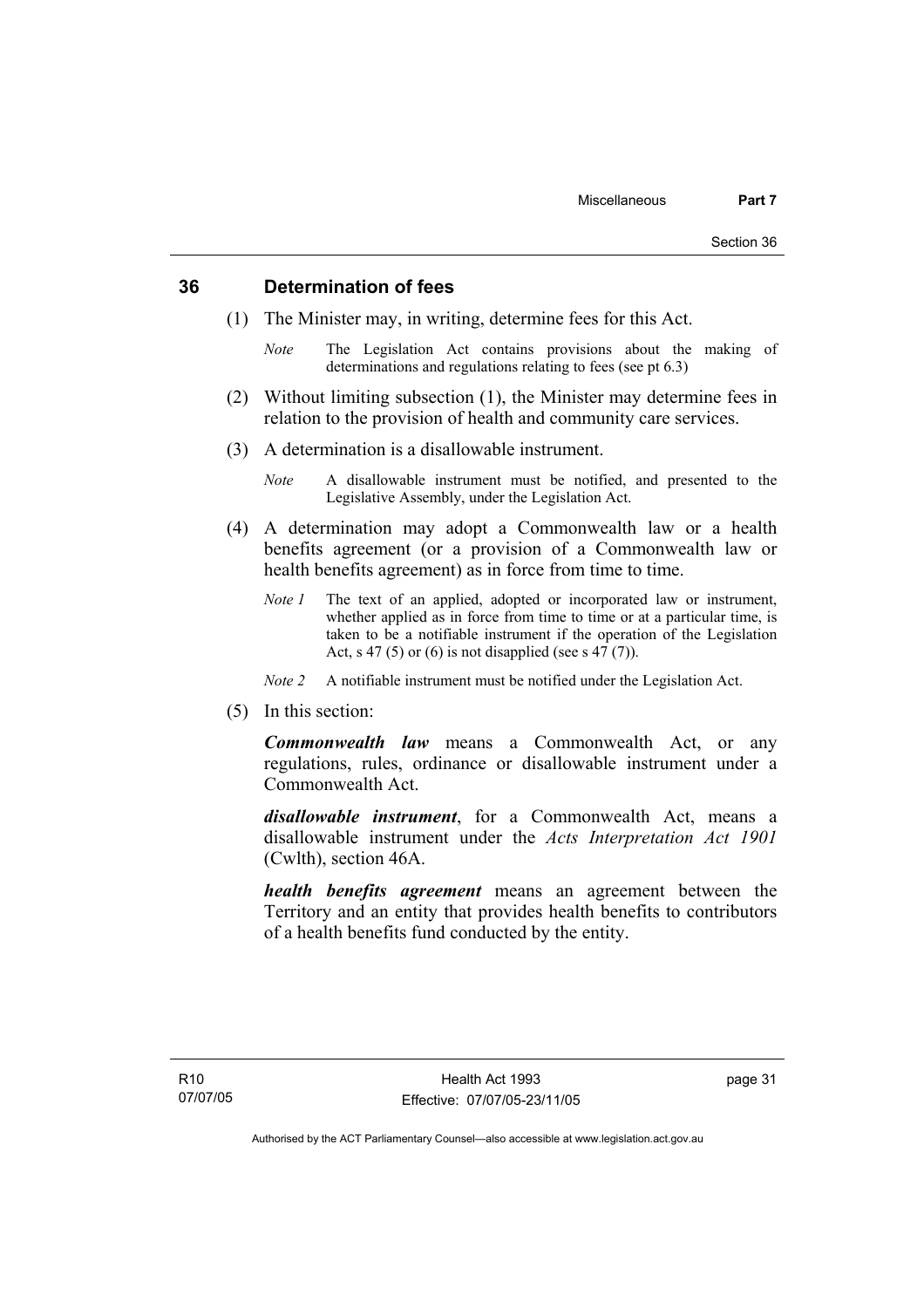## 36 Determination of fees

(1) The Minister may, in writing, determine fees for this Act.

*Note* The Legislation Act contains provisions about the making of determinations and regulations relating to fees (see pt 6.3)

(2) Without limiting subsection (1), the Minister may determine fees in relation to the provision of health and community care services.

(3) A determination is a disallowable instrument.

*Note* A disallowable instrument must be notified, and presented to the Legislative Assembly, under the Legislation Act.

(4) A determination may adopt a Commonwealth law or a health benefits agreement (or a provision of a Commonwealth law or health benefits agreement) as in force from time to time.

*Note 1* The text of an applied, adopted or incorporated law or instrument, whether applied as in force from time to time or at a particular time, is taken to be a notifiable instrument if the operation of the Legislation Act, s 47 (5) or (6) is not disapplied (see s 47 (7)).

*Note 2* A notifiable instrument must be notified under the Legislation Act.

(5) In this section:

***Commonwealth law*** means a Commonwealth Act, or any regulations, rules, ordinance or disallowable instrument under a Commonwealth Act.

***disallowable instrument***, for a Commonwealth Act, means a disallowable instrument under the *Acts Interpretation Act 1901* (Cwlth), section 46A.

***health benefits agreement*** means an agreement between the Territory and an entity that provides health benefits to contributors of a health benefits fund conducted by the entity.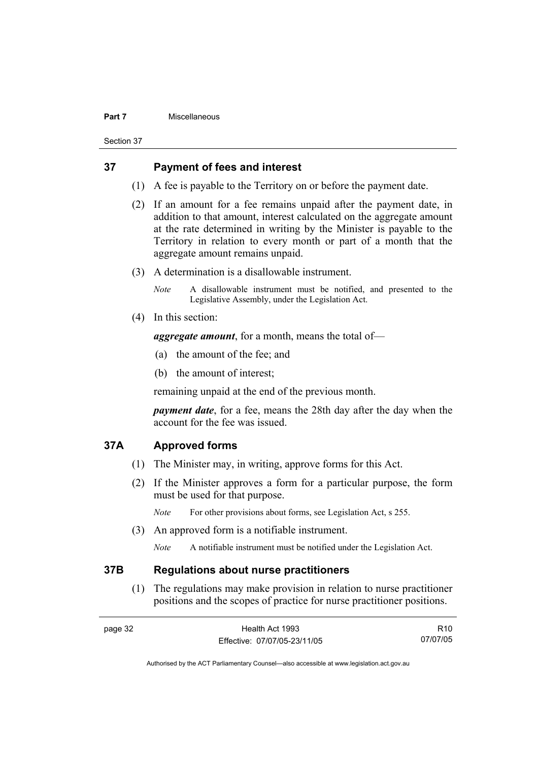## 37 Payment of fees and interest

(1) A fee is payable to the Territory on or before the payment date.

(2) If an amount for a fee remains unpaid after the payment date, in addition to that amount, interest calculated on the aggregate amount at the rate determined in writing by the Minister is payable to the Territory in relation to every month or part of a month that the aggregate amount remains unpaid.

(3) A determination is a disallowable instrument.

*Note* A disallowable instrument must be notified, and presented to the Legislative Assembly, under the Legislation Act.

(4) In this section:

***aggregate amount***, for a month, means the total of—

(a) the amount of the fee; and

(b) the amount of interest;

remaining unpaid at the end of the previous month.

***payment date***, for a fee, means the 28th day after the day when the account for the fee was issued.

## 37A Approved forms

(1) The Minister may, in writing, approve forms for this Act.

(2) If the Minister approves a form for a particular purpose, the form must be used for that purpose.

*Note* For other provisions about forms, see Legislation Act, s 255.

(3) An approved form is a notifiable instrument.

*Note* A notifiable instrument must be notified under the Legislation Act.

## 37B Regulations about nurse practitioners

(1) The regulations may make provision in relation to nurse practitioner positions and the scopes of practice for nurse practitioner positions.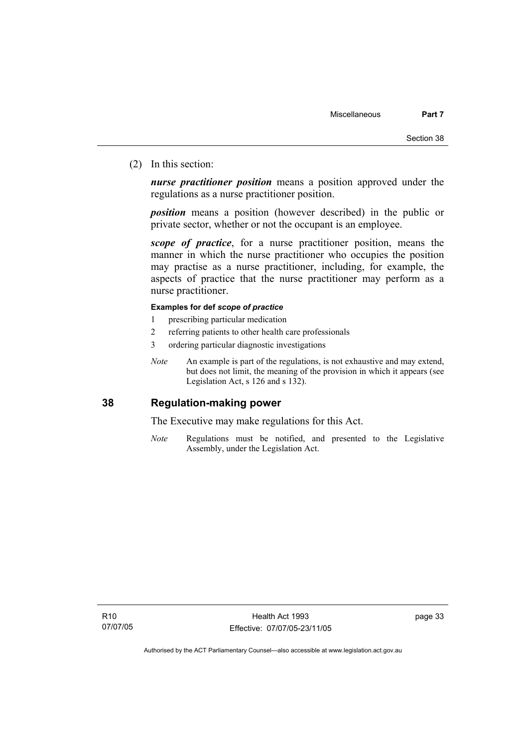(2) In this section:

***nurse practitioner position*** means a position approved under the regulations as a nurse practitioner position.

***position*** means a position (however described) in the public or private sector, whether or not the occupant is an employee.

***scope of practice***, for a nurse practitioner position, means the manner in which the nurse practitioner who occupies the position may practise as a nurse practitioner, including, for example, the aspects of practice that the nurse practitioner may perform as a nurse practitioner.

**Examples for def *scope of practice***

1 prescribing particular medication
2 referring patients to other health care professionals
3 ordering particular diagnostic investigations

*Note* An example is part of the regulations, is not exhaustive and may extend, but does not limit, the meaning of the provision in which it appears (see Legislation Act, s 126 and s 132).

## 38 Regulation-making power

The Executive may make regulations for this Act.

*Note* Regulations must be notified, and presented to the Legislative Assembly, under the Legislation Act.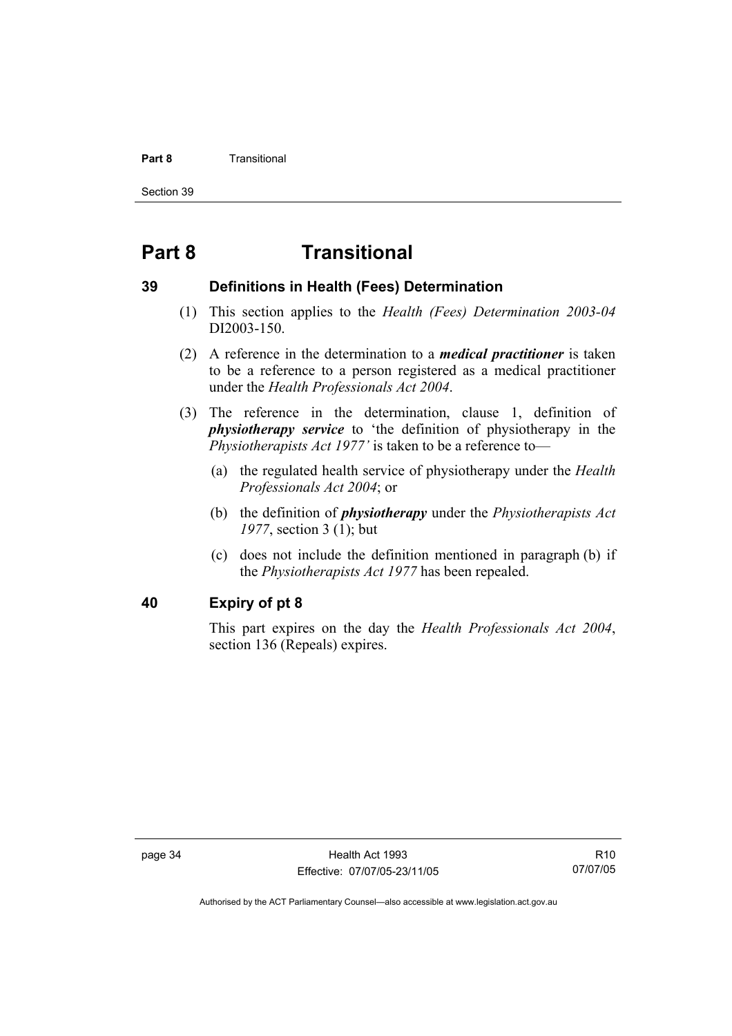# Part 8 Transitional

## 39 Definitions in Health (Fees) Determination

(1) This section applies to the *Health (Fees) Determination 2003-04* DI2003-150.

(2) A reference in the determination to a ***medical practitioner*** is taken to be a reference to a person registered as a medical practitioner under the *Health Professionals Act 2004*.

(3) The reference in the determination, clause 1, definition of ***physiotherapy service*** to 'the definition of physiotherapy in the *Physiotherapists Act 1977'* is taken to be a reference to—

- (a) the regulated health service of physiotherapy under the *Health Professionals Act 2004*; or
- (b) the definition of ***physiotherapy*** under the *Physiotherapists Act 1977*, section 3 (1); but
- (c) does not include the definition mentioned in paragraph (b) if the *Physiotherapists Act 1977* has been repealed.

## 40 Expiry of pt 8

This part expires on the day the *Health Professionals Act 2004*, section 136 (Repeals) expires.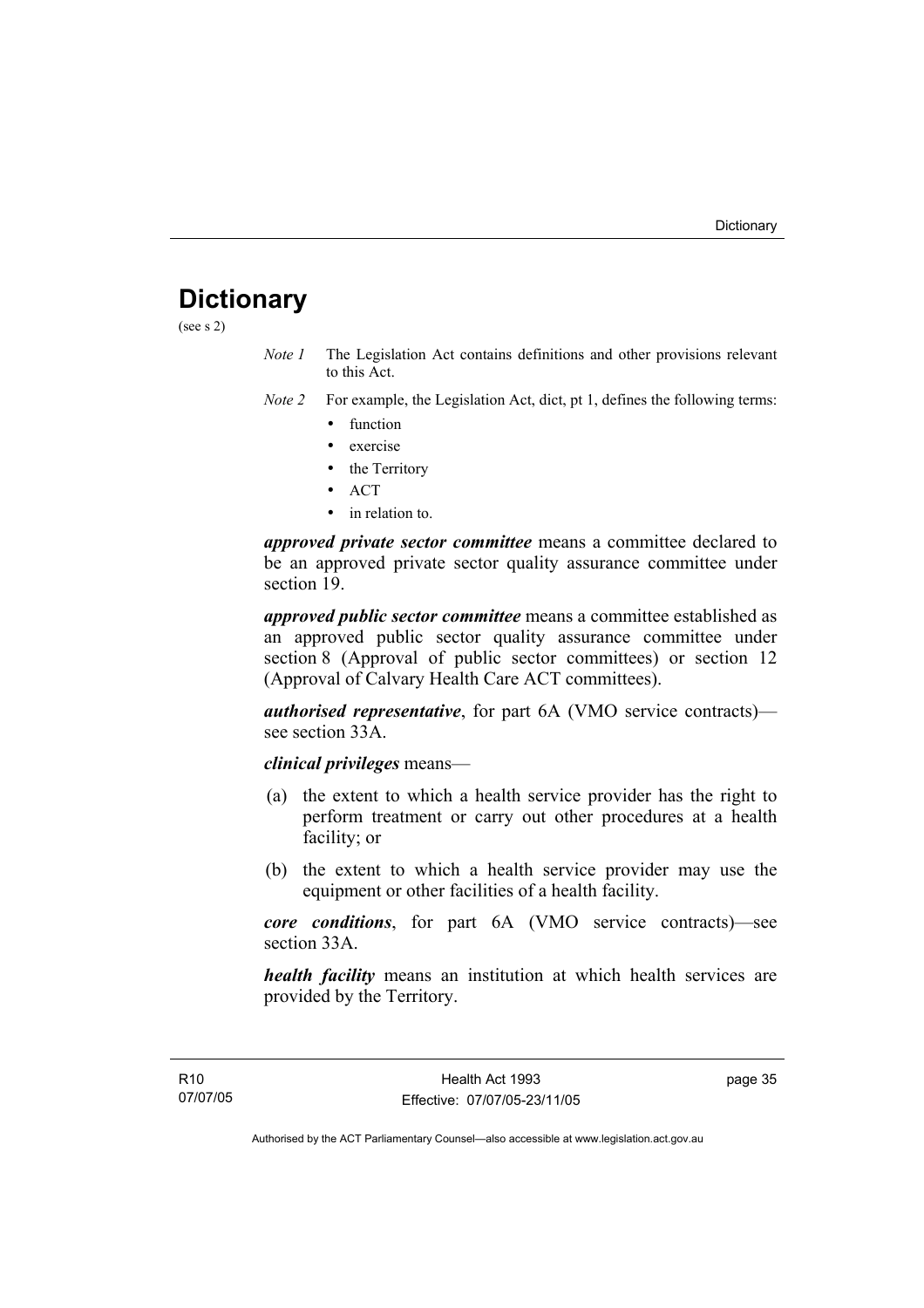# Dictionary

(see s 2)

*Note 1* The Legislation Act contains definitions and other provisions relevant to this Act.

*Note 2* For example, the Legislation Act, dict, pt 1, defines the following terms:

- function
- exercise
- the Territory
- ACT
- in relation to.

***approved private sector committee*** means a committee declared to be an approved private sector quality assurance committee under section 19.

***approved public sector committee*** means a committee established as an approved public sector quality assurance committee under section 8 (Approval of public sector committees) or section 12 (Approval of Calvary Health Care ACT committees).

***authorised representative***, for part 6A (VMO service contracts)—see section 33A.

***clinical privileges*** means—

(a) the extent to which a health service provider has the right to perform treatment or carry out other procedures at a health facility; or

(b) the extent to which a health service provider may use the equipment or other facilities of a health facility.

***core conditions***, for part 6A (VMO service contracts)—see section 33A.

***health facility*** means an institution at which health services are provided by the Territory.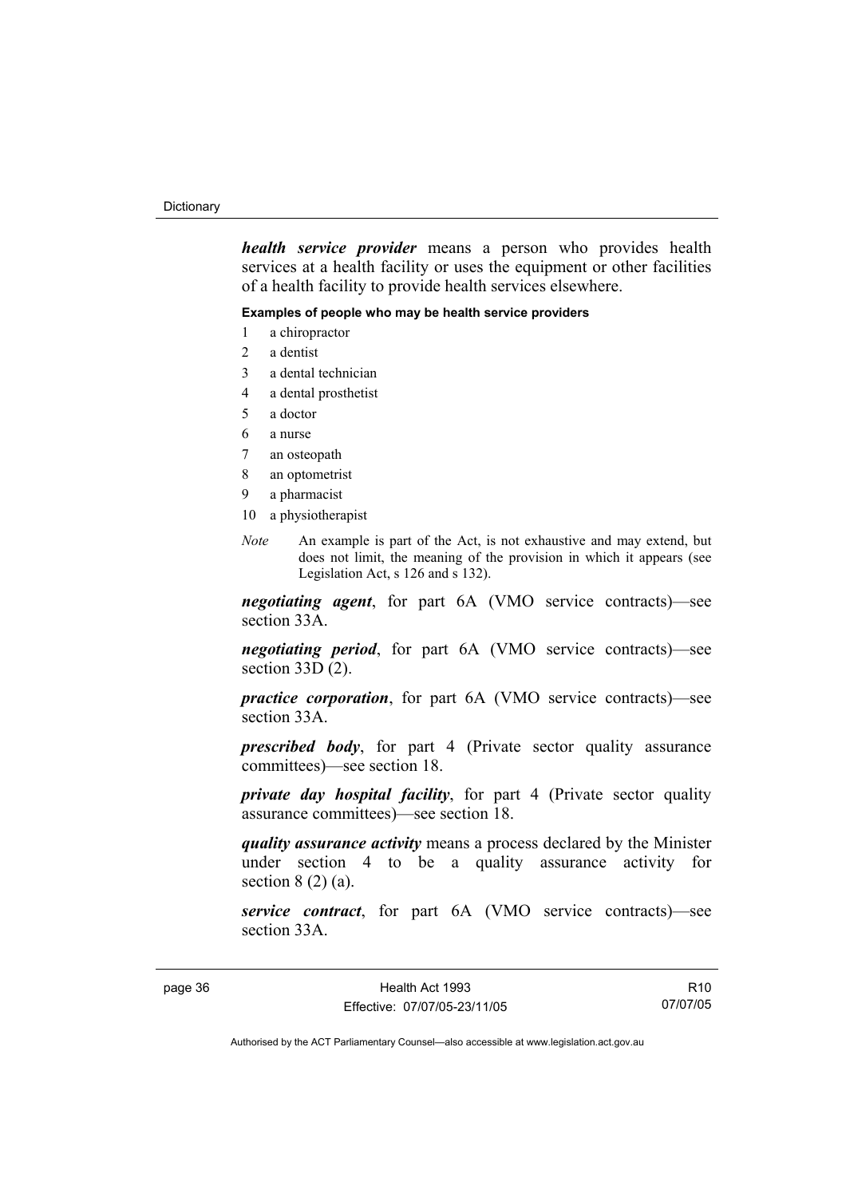***health service provider*** means a person who provides health services at a health facility or uses the equipment or other facilities of a health facility to provide health services elsewhere.

**Examples of people who may be health service providers**

1 a chiropractor
2 a dentist
3 a dental technician
4 a dental prosthetist
5 a doctor
6 a nurse
7 an osteopath
8 an optometrist
9 a pharmacist
10 a physiotherapist

*Note* An example is part of the Act, is not exhaustive and may extend, but does not limit, the meaning of the provision in which it appears (see Legislation Act, s 126 and s 132).

***negotiating agent***, for part 6A (VMO service contracts)—see section 33A.

***negotiating period***, for part 6A (VMO service contracts)—see section 33D (2).

***practice corporation***, for part 6A (VMO service contracts)—see section 33A.

***prescribed body***, for part 4 (Private sector quality assurance committees)—see section 18.

***private day hospital facility***, for part 4 (Private sector quality assurance committees)—see section 18.

***quality assurance activity*** means a process declared by the Minister under section 4 to be a quality assurance activity for section 8 (2) (a).

***service contract***, for part 6A (VMO service contracts)—see section 33A.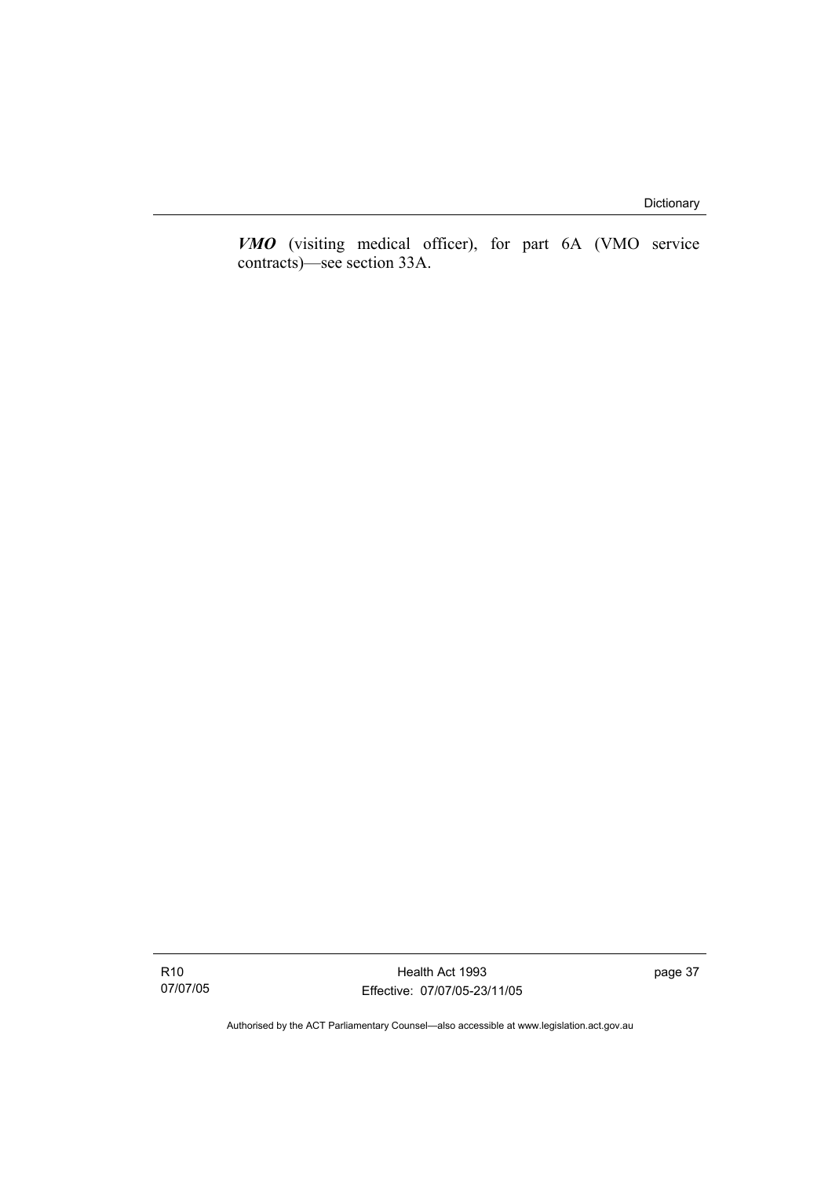***VMO*** (visiting medical officer), for part 6A (VMO service contracts)—see section 33A.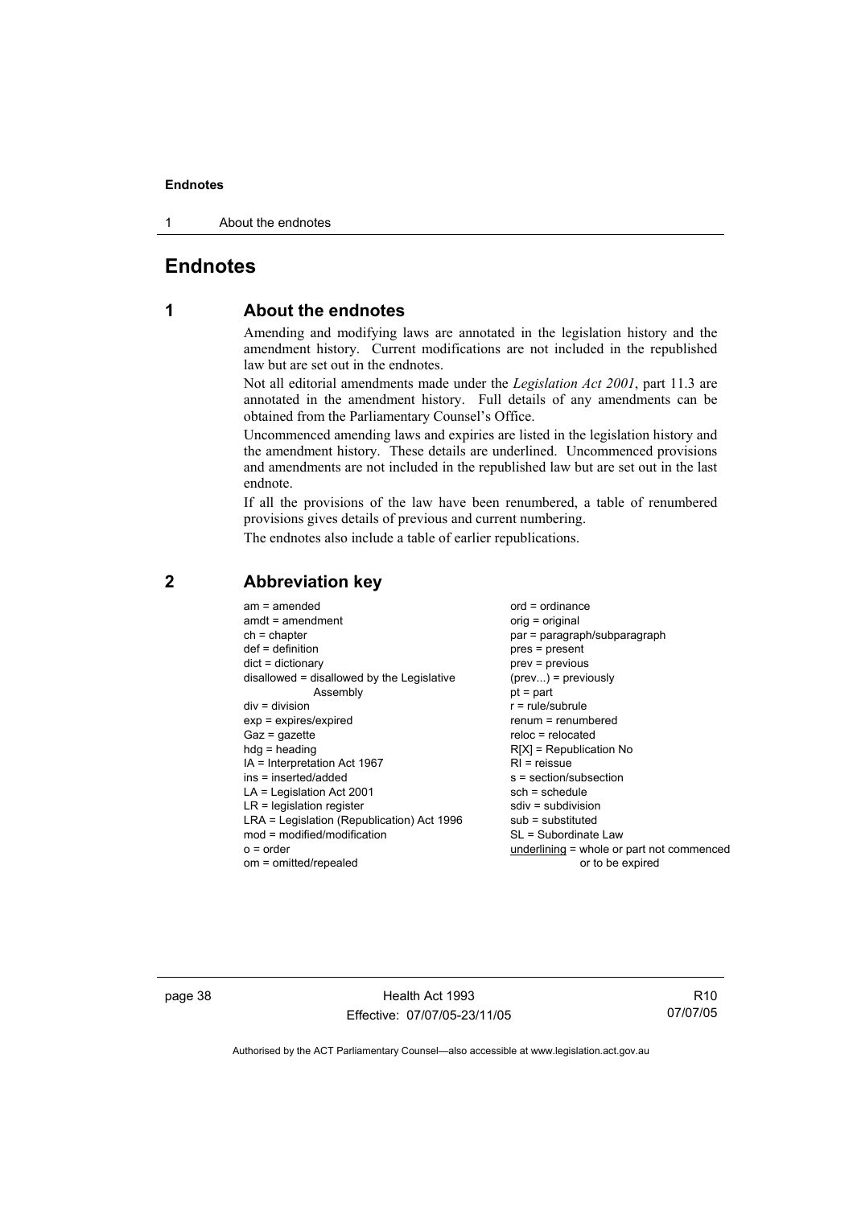# Endnotes

## 1 About the endnotes

Amending and modifying laws are annotated in the legislation history and the amendment history. Current modifications are not included in the republished law but are set out in the endnotes.

Not all editorial amendments made under the *Legislation Act 2001*, part 11.3 are annotated in the amendment history. Full details of any amendments can be obtained from the Parliamentary Counsel's Office.

Uncommenced amending laws and expiries are listed in the legislation history and the amendment history. These details are underlined. Uncommenced provisions and amendments are not included in the republished law but are set out in the last endnote.

If all the provisions of the law have been renumbered, a table of renumbered provisions gives details of previous and current numbering.

The endnotes also include a table of earlier republications.

## 2 Abbreviation key

am = amended
amdt = amendment
ch = chapter
def = definition
dict = dictionary
disallowed = disallowed by the Legislative Assembly
div = division
exp = expires/expired
Gaz = gazette
hdg = heading
IA = Interpretation Act 1967
ins = inserted/added
LA = Legislation Act 2001
LR = legislation register
LRA = Legislation (Republication) Act 1996
mod = modified/modification
o = order
om = omitted/repealed
ord = ordinance
orig = original
par = paragraph/subparagraph
pres = present
prev = previous
(prev...) = previously
pt = part
r = rule/subrule
renum = renumbered
reloc = relocated
R[X] = Republication No
RI = reissue
s = section/subsection
sch = schedule
sdiv = subdivision
sub = substituted
SL = Subordinate Law
underlining = whole or part not commenced or to be expired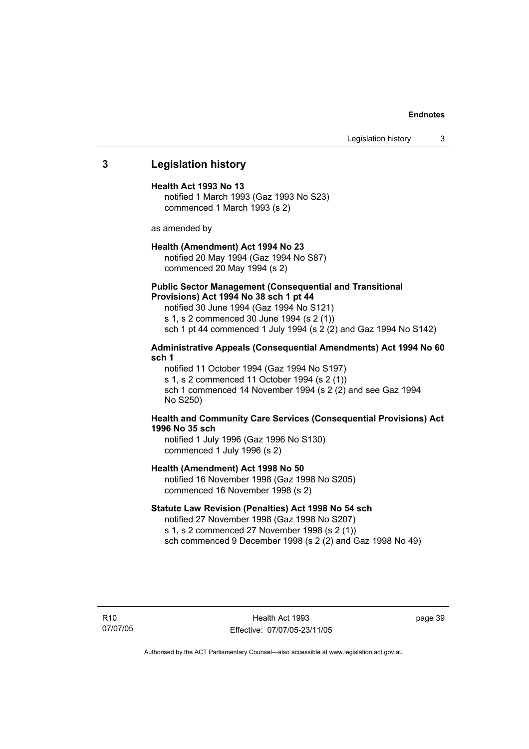## 3 Legislation history

**Health Act 1993 No 13**

notified 1 March 1993 (Gaz 1993 No S23)
commenced 1 March 1993 (s 2)

as amended by

**Health (Amendment) Act 1994 No 23**

notified 20 May 1994 (Gaz 1994 No S87)
commenced 20 May 1994 (s 2)

**Public Sector Management (Consequential and Transitional Provisions) Act 1994 No 38 sch 1 pt 44**

notified 30 June 1994 (Gaz 1994 No S121)
s 1, s 2 commenced 30 June 1994 (s 2 (1))
sch 1 pt 44 commenced 1 July 1994 (s 2 (2) and Gaz 1994 No S142)

**Administrative Appeals (Consequential Amendments) Act 1994 No 60 sch 1**

notified 11 October 1994 (Gaz 1994 No S197)
s 1, s 2 commenced 11 October 1994 (s 2 (1))
sch 1 commenced 14 November 1994 (s 2 (2) and see Gaz 1994 No S250)

**Health and Community Care Services (Consequential Provisions) Act 1996 No 35 sch**

notified 1 July 1996 (Gaz 1996 No S130)
commenced 1 July 1996 (s 2)

**Health (Amendment) Act 1998 No 50**

notified 16 November 1998 (Gaz 1998 No S205)
commenced 16 November 1998 (s 2)

**Statute Law Revision (Penalties) Act 1998 No 54 sch**

notified 27 November 1998 (Gaz 1998 No S207)
s 1, s 2 commenced 27 November 1998 (s 2 (1))
sch commenced 9 December 1998 (s 2 (2) and Gaz 1998 No 49)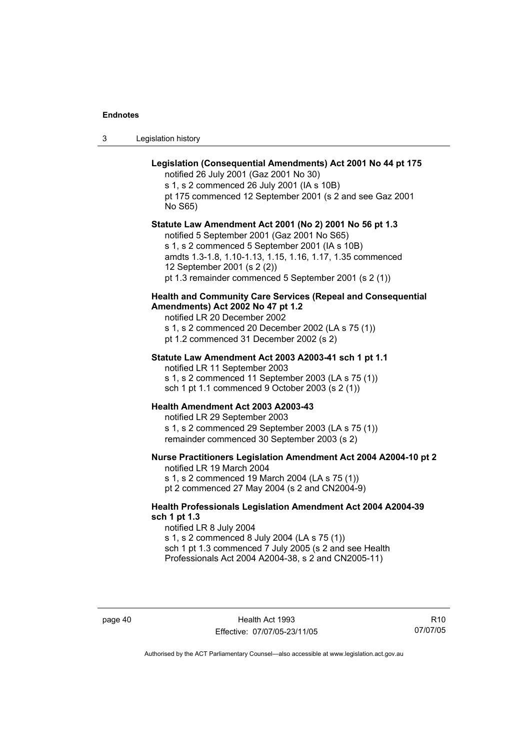**Legislation (Consequential Amendments) Act 2001 No 44 pt 175**

notified 26 July 2001 (Gaz 2001 No 30)
s 1, s 2 commenced 26 July 2001 (IA s 10B)
pt 175 commenced 12 September 2001 (s 2 and see Gaz 2001 No S65)

**Statute Law Amendment Act 2001 (No 2) 2001 No 56 pt 1.3**

notified 5 September 2001 (Gaz 2001 No S65)
s 1, s 2 commenced 5 September 2001 (IA s 10B)
amdts 1.3-1.8, 1.10-1.13, 1.15, 1.16, 1.17, 1.35 commenced 12 September 2001 (s 2 (2))
pt 1.3 remainder commenced 5 September 2001 (s 2 (1))

**Health and Community Care Services (Repeal and Consequential Amendments) Act 2002 No 47 pt 1.2**

notified LR 20 December 2002
s 1, s 2 commenced 20 December 2002 (LA s 75 (1))
pt 1.2 commenced 31 December 2002 (s 2)

**Statute Law Amendment Act 2003 A2003-41 sch 1 pt 1.1**

notified LR 11 September 2003
s 1, s 2 commenced 11 September 2003 (LA s 75 (1))
sch 1 pt 1.1 commenced 9 October 2003 (s 2 (1))

**Health Amendment Act 2003 A2003-43**

notified LR 29 September 2003
s 1, s 2 commenced 29 September 2003 (LA s 75 (1))
remainder commenced 30 September 2003 (s 2)

**Nurse Practitioners Legislation Amendment Act 2004 A2004-10 pt 2**

notified LR 19 March 2004
s 1, s 2 commenced 19 March 2004 (LA s 75 (1))
pt 2 commenced 27 May 2004 (s 2 and CN2004-9)

**Health Professionals Legislation Amendment Act 2004 A2004-39 sch 1 pt 1.3**

notified LR 8 July 2004
s 1, s 2 commenced 8 July 2004 (LA s 75 (1))
sch 1 pt 1.3 commenced 7 July 2005 (s 2 and see Health Professionals Act 2004 A2004-38, s 2 and CN2005-11)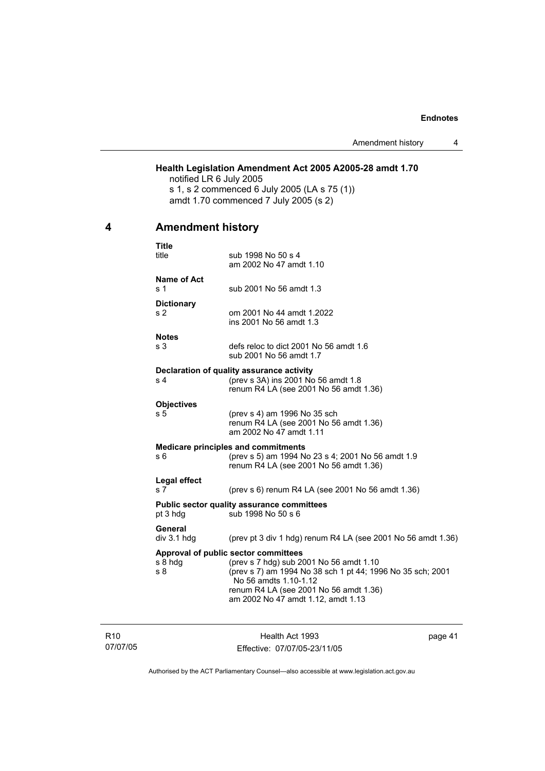**Health Legislation Amendment Act 2005 A2005-28 amdt 1.70**

notified LR 6 July 2005

s 1, s 2 commenced 6 July 2005 (LA s 75 (1))

amdt 1.70 commenced 7 July 2005 (s 2)

## 4 Amendment history

**Title**

| | |
|---|---|
| title | sub 1998 No 50 s 4<br>am 2002 No 47 amdt 1.10 |

**Name of Act**

| | |
|---|---|
| s 1 | sub 2001 No 56 amdt 1.3 |

**Dictionary**

| | |
|---|---|
| s 2 | om 2001 No 44 amdt 1.2022<br>ins 2001 No 56 amdt 1.3 |

**Notes**

| | |
|---|---|
| s 3 | defs reloc to dict 2001 No 56 amdt 1.6<br>sub 2001 No 56 amdt 1.7 |

**Declaration of quality assurance activity**

| | |
|---|---|
| s 4 | (prev s 3A) ins 2001 No 56 amdt 1.8<br>renum R4 LA (see 2001 No 56 amdt 1.36) |

**Objectives**

| | |
|---|---|
| s 5 | (prev s 4) am 1996 No 35 sch<br>renum R4 LA (see 2001 No 56 amdt 1.36)<br>am 2002 No 47 amdt 1.11 |

**Medicare principles and commitments**

| | |
|---|---|
| s 6 | (prev s 5) am 1994 No 23 s 4; 2001 No 56 amdt 1.9<br>renum R4 LA (see 2001 No 56 amdt 1.36) |

**Legal effect**

| | |
|---|---|
| s 7 | (prev s 6) renum R4 LA (see 2001 No 56 amdt 1.36) |

**Public sector quality assurance committees**

| | |
|---|---|
| pt 3 hdg | sub 1998 No 50 s 6 |

**General**

| | |
|---|---|
| div 3.1 hdg | (prev pt 3 div 1 hdg) renum R4 LA (see 2001 No 56 amdt 1.36) |

**Approval of public sector committees**

| | |
|---|---|
| s 8 hdg | (prev s 7 hdg) sub 2001 No 56 amdt 1.10 |
| s 8 | (prev s 7) am 1994 No 38 sch 1 pt 44; 1996 No 35 sch; 2001 No 56 amdts 1.10-1.12<br>renum R4 LA (see 2001 No 56 amdt 1.36)<br>am 2002 No 47 amdt 1.12, amdt 1.13 |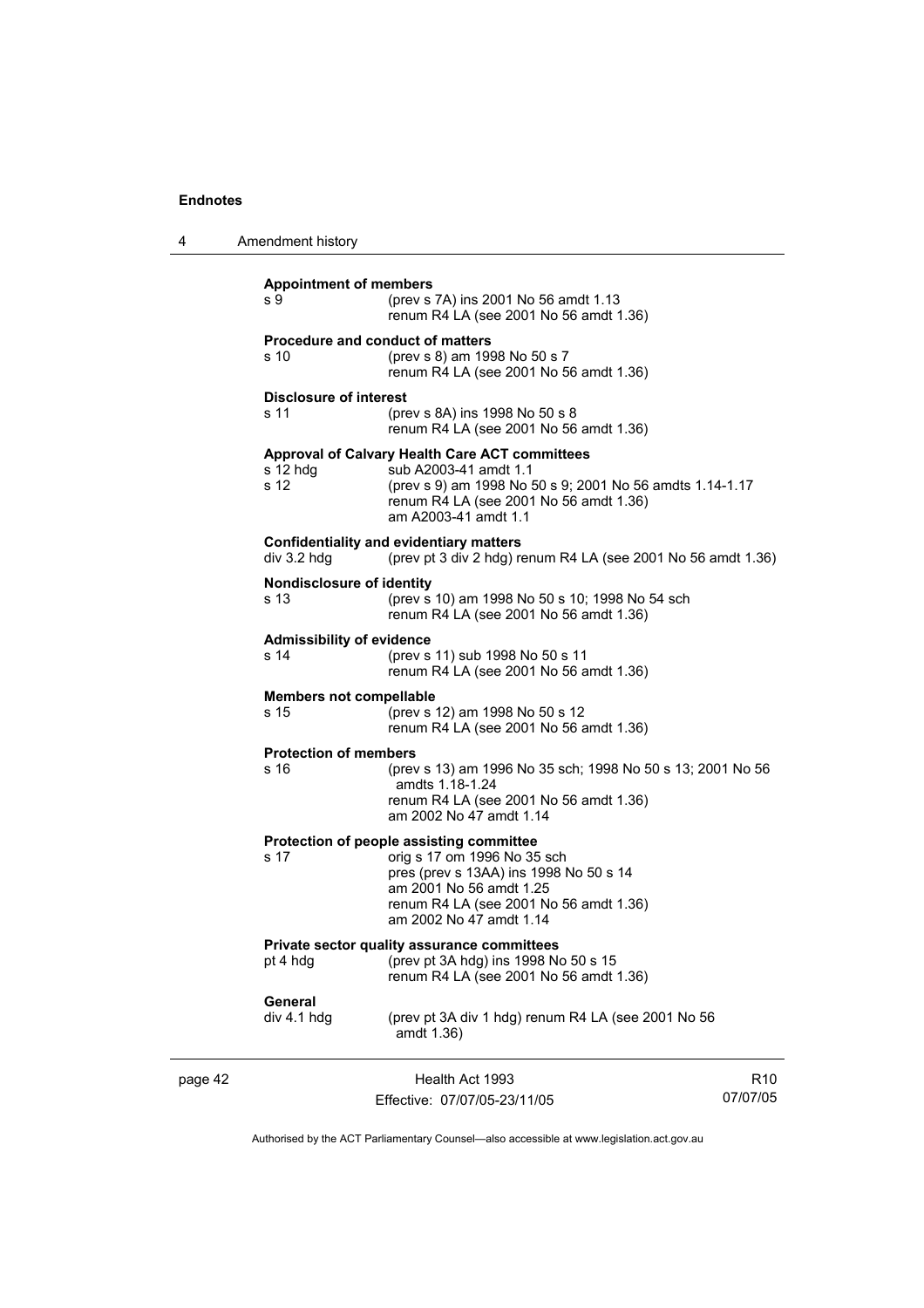**Appointment of members**

s 9 (prev s 7A) ins 2001 No 56 amdt 1.13
renum R4 LA (see 2001 No 56 amdt 1.36)

**Procedure and conduct of matters**

s 10 (prev s 8) am 1998 No 50 s 7
renum R4 LA (see 2001 No 56 amdt 1.36)

**Disclosure of interest**

s 11 (prev s 8A) ins 1998 No 50 s 8
renum R4 LA (see 2001 No 56 amdt 1.36)

**Approval of Calvary Health Care ACT committees**

s 12 hdg sub A2003-41 amdt 1.1
s 12 (prev s 9) am 1998 No 50 s 9; 2001 No 56 amdts 1.14-1.17
renum R4 LA (see 2001 No 56 amdt 1.36)
am A2003-41 amdt 1.1

**Confidentiality and evidentiary matters**

div 3.2 hdg (prev pt 3 div 2 hdg) renum R4 LA (see 2001 No 56 amdt 1.36)

**Nondisclosure of identity**

s 13 (prev s 10) am 1998 No 50 s 10; 1998 No 54 sch
renum R4 LA (see 2001 No 56 amdt 1.36)

**Admissibility of evidence**

s 14 (prev s 11) sub 1998 No 50 s 11
renum R4 LA (see 2001 No 56 amdt 1.36)

**Members not compellable**

s 15 (prev s 12) am 1998 No 50 s 12
renum R4 LA (see 2001 No 56 amdt 1.36)

**Protection of members**

s 16 (prev s 13) am 1996 No 35 sch; 1998 No 50 s 13; 2001 No 56 amdts 1.18-1.24
renum R4 LA (see 2001 No 56 amdt 1.36)
am 2002 No 47 amdt 1.14

**Protection of people assisting committee**

s 17 orig s 17 om 1996 No 35 sch
pres (prev s 13AA) ins 1998 No 50 s 14
am 2001 No 56 amdt 1.25
renum R4 LA (see 2001 No 56 amdt 1.36)
am 2002 No 47 amdt 1.14

**Private sector quality assurance committees**

pt 4 hdg (prev pt 3A hdg) ins 1998 No 50 s 15
renum R4 LA (see 2001 No 56 amdt 1.36)

**General**

div 4.1 hdg (prev pt 3A div 1 hdg) renum R4 LA (see 2001 No 56 amdt 1.36)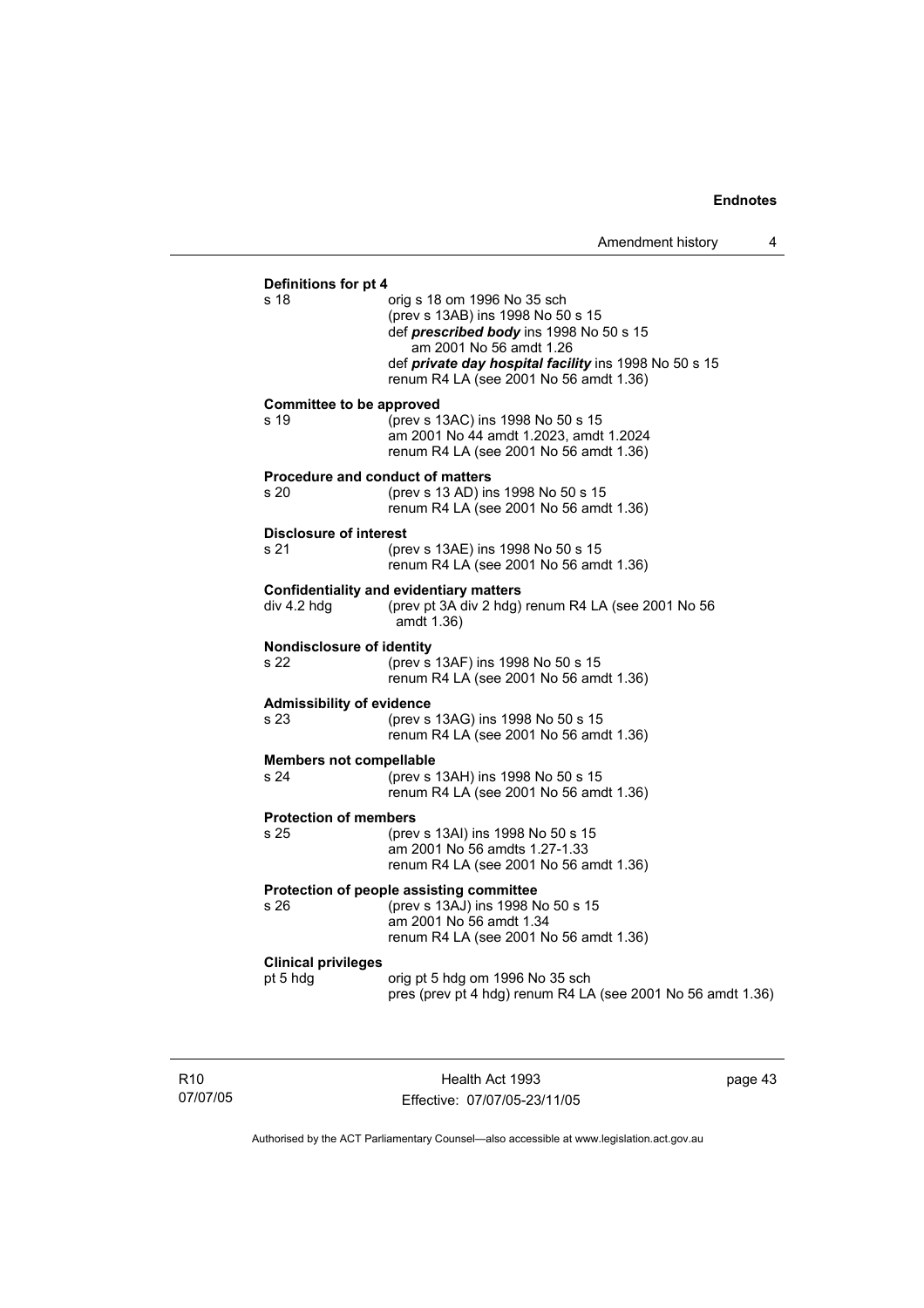**Definitions for pt 4**

s 18 orig s 18 om 1996 No 35 sch
(prev s 13AB) ins 1998 No 50 s 15
def ***prescribed body*** ins 1998 No 50 s 15
am 2001 No 56 amdt 1.26
def ***private day hospital facility*** ins 1998 No 50 s 15
renum R4 LA (see 2001 No 56 amdt 1.36)

**Committee to be approved**

s 19 (prev s 13AC) ins 1998 No 50 s 15
am 2001 No 44 amdt 1.2023, amdt 1.2024
renum R4 LA (see 2001 No 56 amdt 1.36)

**Procedure and conduct of matters**

s 20 (prev s 13 AD) ins 1998 No 50 s 15
renum R4 LA (see 2001 No 56 amdt 1.36)

**Disclosure of interest**

s 21 (prev s 13AE) ins 1998 No 50 s 15
renum R4 LA (see 2001 No 56 amdt 1.36)

**Confidentiality and evidentiary matters**

div 4.2 hdg (prev pt 3A div 2 hdg) renum R4 LA (see 2001 No 56 amdt 1.36)

**Nondisclosure of identity**

s 22 (prev s 13AF) ins 1998 No 50 s 15
renum R4 LA (see 2001 No 56 amdt 1.36)

**Admissibility of evidence**

s 23 (prev s 13AG) ins 1998 No 50 s 15
renum R4 LA (see 2001 No 56 amdt 1.36)

**Members not compellable**

s 24 (prev s 13AH) ins 1998 No 50 s 15
renum R4 LA (see 2001 No 56 amdt 1.36)

**Protection of members**

s 25 (prev s 13AI) ins 1998 No 50 s 15
am 2001 No 56 amdts 1.27-1.33
renum R4 LA (see 2001 No 56 amdt 1.36)

**Protection of people assisting committee**

s 26 (prev s 13AJ) ins 1998 No 50 s 15
am 2001 No 56 amdt 1.34
renum R4 LA (see 2001 No 56 amdt 1.36)

**Clinical privileges**

pt 5 hdg orig pt 5 hdg om 1996 No 35 sch
pres (prev pt 4 hdg) renum R4 LA (see 2001 No 56 amdt 1.36)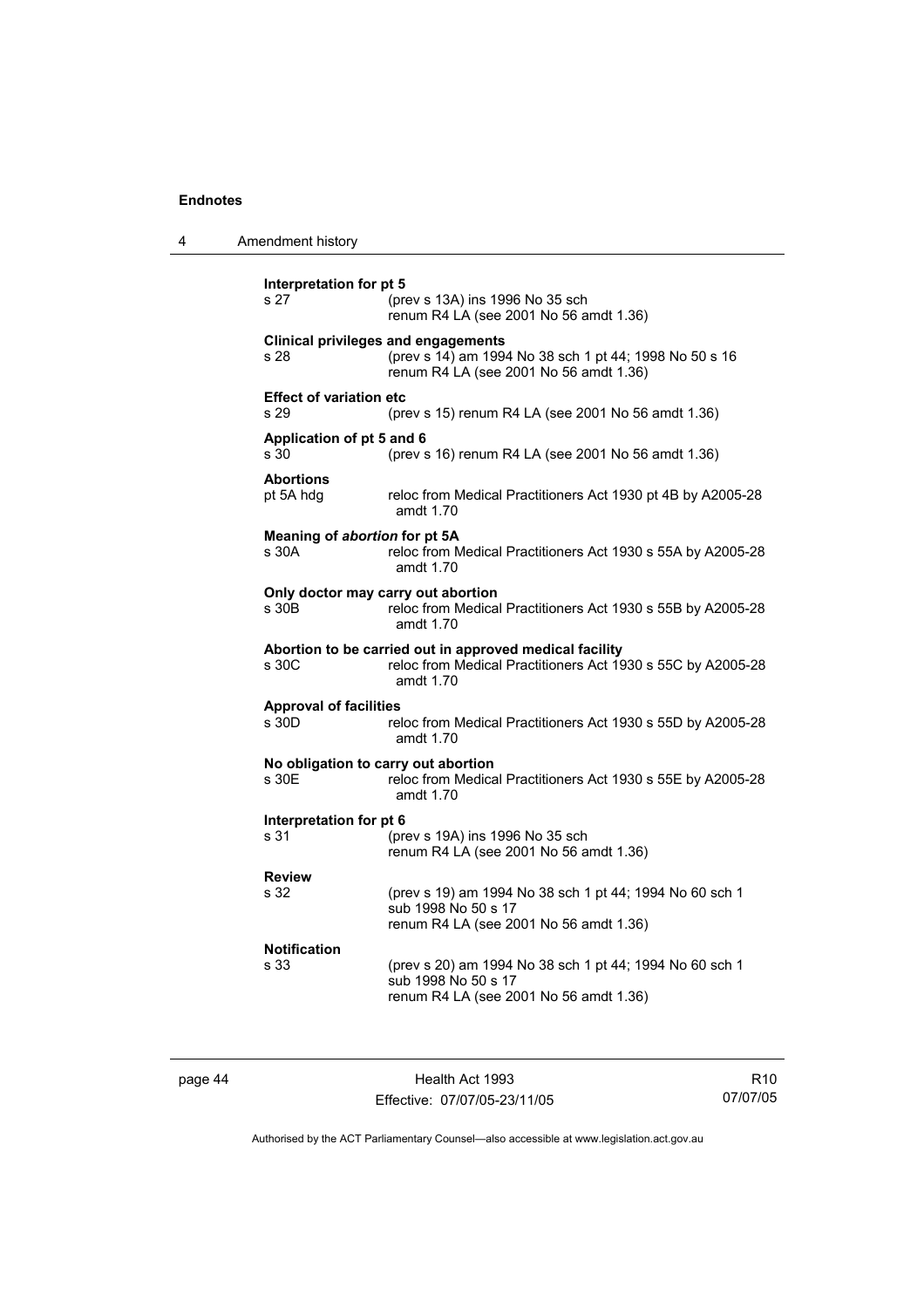**Interpretation for pt 5**
s 27 (prev s 13A) ins 1996 No 35 sch
renum R4 LA (see 2001 No 56 amdt 1.36)

**Clinical privileges and engagements**
s 28 (prev s 14) am 1994 No 38 sch 1 pt 44; 1998 No 50 s 16
renum R4 LA (see 2001 No 56 amdt 1.36)

**Effect of variation etc**
s 29 (prev s 15) renum R4 LA (see 2001 No 56 amdt 1.36)

**Application of pt 5 and 6**
s 30 (prev s 16) renum R4 LA (see 2001 No 56 amdt 1.36)

**Abortions**
pt 5A hdg reloc from Medical Practitioners Act 1930 pt 4B by A2005-28 amdt 1.70

**Meaning of *abortion* for pt 5A**
s 30A reloc from Medical Practitioners Act 1930 s 55A by A2005-28 amdt 1.70

**Only doctor may carry out abortion**
s 30B reloc from Medical Practitioners Act 1930 s 55B by A2005-28 amdt 1.70

**Abortion to be carried out in approved medical facility**
s 30C reloc from Medical Practitioners Act 1930 s 55C by A2005-28 amdt 1.70

**Approval of facilities**
s 30D reloc from Medical Practitioners Act 1930 s 55D by A2005-28 amdt 1.70

**No obligation to carry out abortion**
s 30E reloc from Medical Practitioners Act 1930 s 55E by A2005-28 amdt 1.70

**Interpretation for pt 6**
s 31 (prev s 19A) ins 1996 No 35 sch
renum R4 LA (see 2001 No 56 amdt 1.36)

**Review**
s 32 (prev s 19) am 1994 No 38 sch 1 pt 44; 1994 No 60 sch 1
sub 1998 No 50 s 17
renum R4 LA (see 2001 No 56 amdt 1.36)

**Notification**
s 33 (prev s 20) am 1994 No 38 sch 1 pt 44; 1994 No 60 sch 1
sub 1998 No 50 s 17
renum R4 LA (see 2001 No 56 amdt 1.36)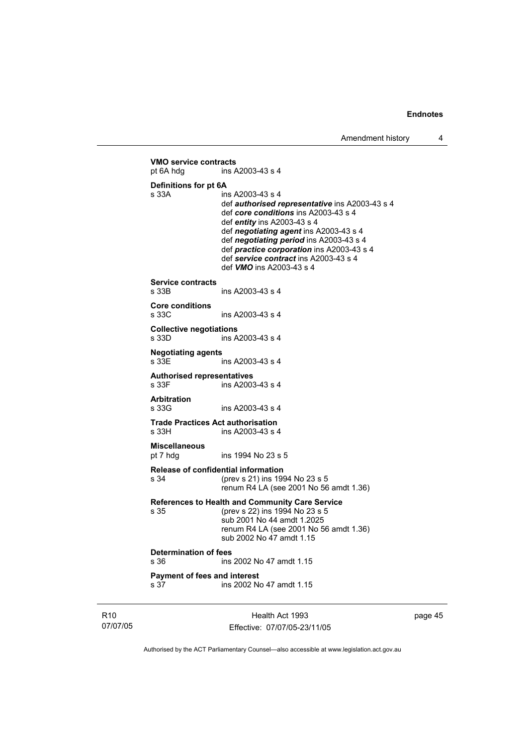**VMO service contracts**
pt 6A hdg ins A2003-43 s 4

**Definitions for pt 6A**
s 33A ins A2003-43 s 4
def ***authorised representative*** ins A2003-43 s 4
def ***core conditions*** ins A2003-43 s 4
def ***entity*** ins A2003-43 s 4
def ***negotiating agent*** ins A2003-43 s 4
def ***negotiating period*** ins A2003-43 s 4
def ***practice corporation*** ins A2003-43 s 4
def ***service contract*** ins A2003-43 s 4
def ***VMO*** ins A2003-43 s 4

**Service contracts**
s 33B ins A2003-43 s 4

**Core conditions**
s 33C ins A2003-43 s 4

**Collective negotiations**
s 33D ins A2003-43 s 4

**Negotiating agents**
s 33E ins A2003-43 s 4

**Authorised representatives**
s 33F ins A2003-43 s 4

**Arbitration**
s 33G ins A2003-43 s 4

**Trade Practices Act authorisation**
s 33H ins A2003-43 s 4

**Miscellaneous**
pt 7 hdg ins 1994 No 23 s 5

**Release of confidential information**
s 34 (prev s 21) ins 1994 No 23 s 5
renum R4 LA (see 2001 No 56 amdt 1.36)

**References to Health and Community Care Service**
s 35 (prev s 22) ins 1994 No 23 s 5
sub 2001 No 44 amdt 1.2025
renum R4 LA (see 2001 No 56 amdt 1.36)
sub 2002 No 47 amdt 1.15

**Determination of fees**
s 36 ins 2002 No 47 amdt 1.15

**Payment of fees and interest**
s 37 ins 2002 No 47 amdt 1.15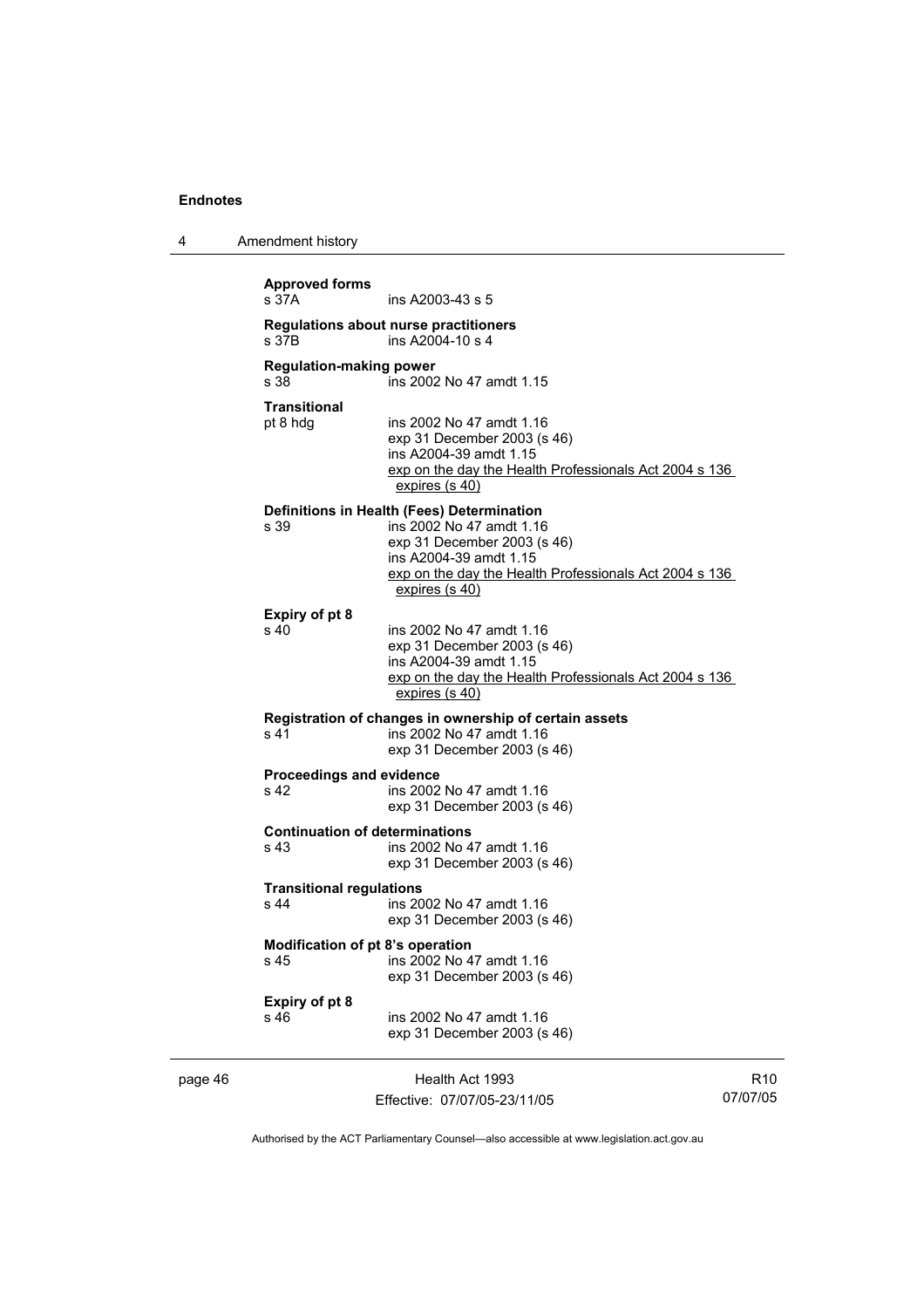**Approved forms**
s 37A ins A2003-43 s 5

**Regulations about nurse practitioners**
s 37B ins A2004-10 s 4

**Regulation-making power**
s 38 ins 2002 No 47 amdt 1.15

**Transitional**
pt 8 hdg ins 2002 No 47 amdt 1.16
exp 31 December 2003 (s 46)
ins A2004-39 amdt 1.15
exp on the day the Health Professionals Act 2004 s 136 expires (s 40)

**Definitions in Health (Fees) Determination**
s 39 ins 2002 No 47 amdt 1.16
exp 31 December 2003 (s 46)
ins A2004-39 amdt 1.15
exp on the day the Health Professionals Act 2004 s 136 expires (s 40)

**Expiry of pt 8**
s 40 ins 2002 No 47 amdt 1.16
exp 31 December 2003 (s 46)
ins A2004-39 amdt 1.15
exp on the day the Health Professionals Act 2004 s 136 expires (s 40)

**Registration of changes in ownership of certain assets**
s 41 ins 2002 No 47 amdt 1.16
exp 31 December 2003 (s 46)

**Proceedings and evidence**
s 42 ins 2002 No 47 amdt 1.16
exp 31 December 2003 (s 46)

**Continuation of determinations**
s 43 ins 2002 No 47 amdt 1.16
exp 31 December 2003 (s 46)

**Transitional regulations**
s 44 ins 2002 No 47 amdt 1.16
exp 31 December 2003 (s 46)

**Modification of pt 8's operation**
s 45 ins 2002 No 47 amdt 1.16
exp 31 December 2003 (s 46)

**Expiry of pt 8**
s 46 ins 2002 No 47 amdt 1.16
exp 31 December 2003 (s 46)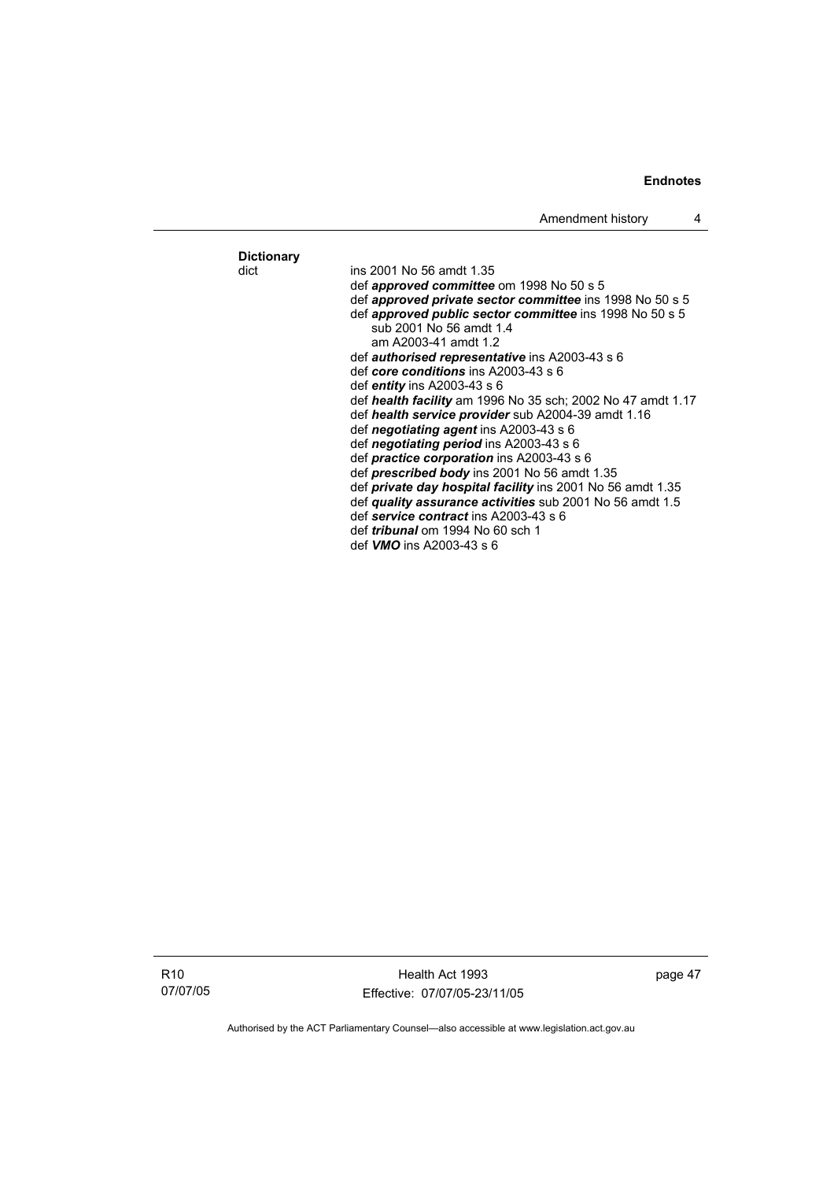**Dictionary**

dict ins 2001 No 56 amdt 1.35

def ***approved committee*** om 1998 No 50 s 5

def ***approved private sector committee*** ins 1998 No 50 s 5

def ***approved public sector committee*** ins 1998 No 50 s 5
    sub 2001 No 56 amdt 1.4
    am A2003-41 amdt 1.2

def ***authorised representative*** ins A2003-43 s 6

def ***core conditions*** ins A2003-43 s 6

def ***entity*** ins A2003-43 s 6

def ***health facility*** am 1996 No 35 sch; 2002 No 47 amdt 1.17

def ***health service provider*** sub A2004-39 amdt 1.16

def ***negotiating agent*** ins A2003-43 s 6

def ***negotiating period*** ins A2003-43 s 6

def ***practice corporation*** ins A2003-43 s 6

def ***prescribed body*** ins 2001 No 56 amdt 1.35

def ***private day hospital facility*** ins 2001 No 56 amdt 1.35

def ***quality assurance activities*** sub 2001 No 56 amdt 1.5

def ***service contract*** ins A2003-43 s 6

def ***tribunal*** om 1994 No 60 sch 1

def ***VMO*** ins A2003-43 s 6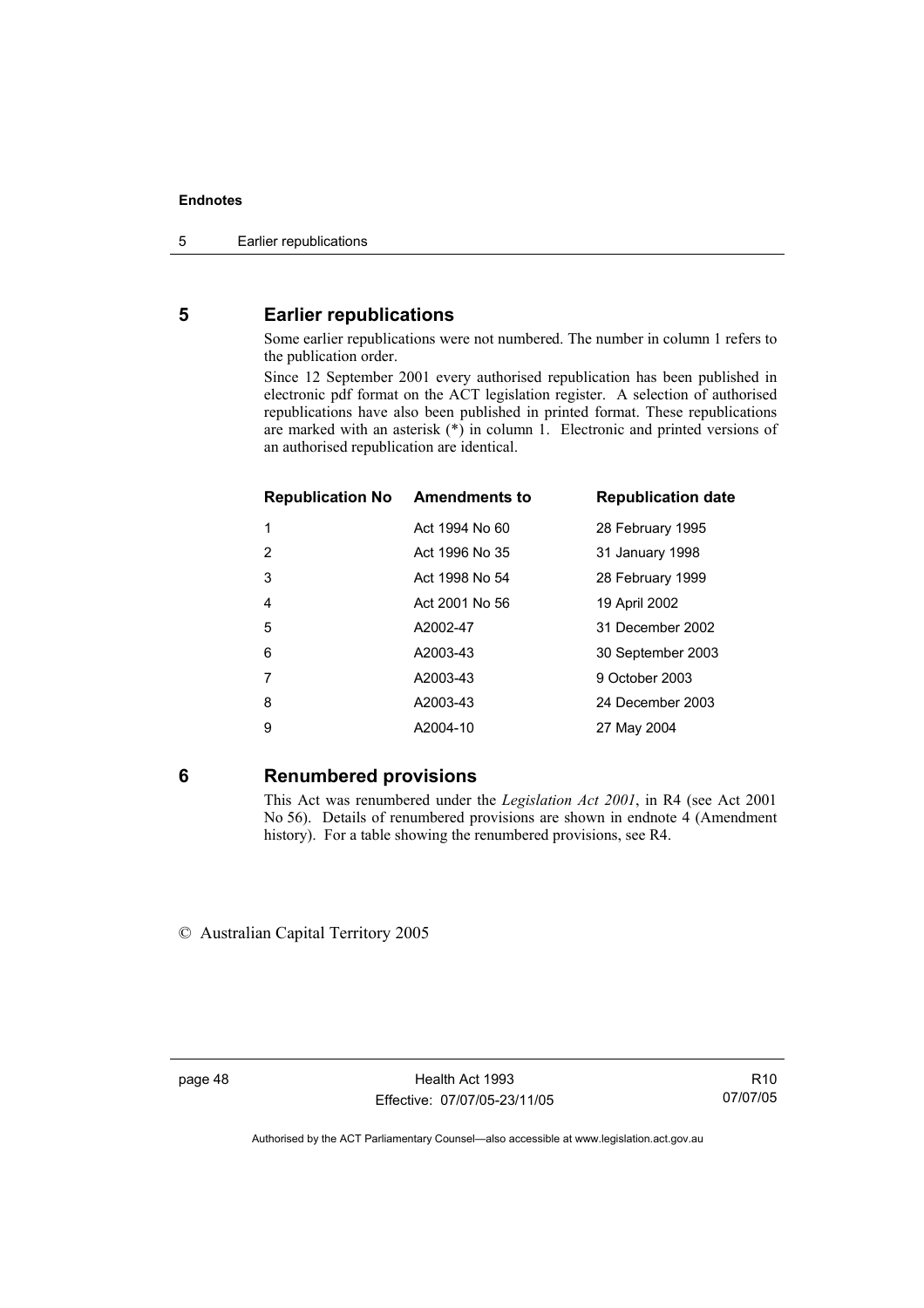## 5 Earlier republications

Some earlier republications were not numbered. The number in column 1 refers to the publication order.

Since 12 September 2001 every authorised republication has been published in electronic pdf format on the ACT legislation register. A selection of authorised republications have also been published in printed format. These republications are marked with an asterisk (*) in column 1. Electronic and printed versions of an authorised republication are identical.

| Republication No | Amendments to | Republication date |
|---|---|---|
| 1 | Act 1994 No 60 | 28 February 1995 |
| 2 | Act 1996 No 35 | 31 January 1998 |
| 3 | Act 1998 No 54 | 28 February 1999 |
| 4 | Act 2001 No 56 | 19 April 2002 |
| 5 | A2002-47 | 31 December 2002 |
| 6 | A2003-43 | 30 September 2003 |
| 7 | A2003-43 | 9 October 2003 |
| 8 | A2003-43 | 24 December 2003 |
| 9 | A2004-10 | 27 May 2004 |

## 6 Renumbered provisions

This Act was renumbered under the *Legislation Act 2001*, in R4 (see Act 2001 No 56). Details of renumbered provisions are shown in endnote 4 (Amendment history). For a table showing the renumbered provisions, see R4.

© Australian Capital Territory 2005